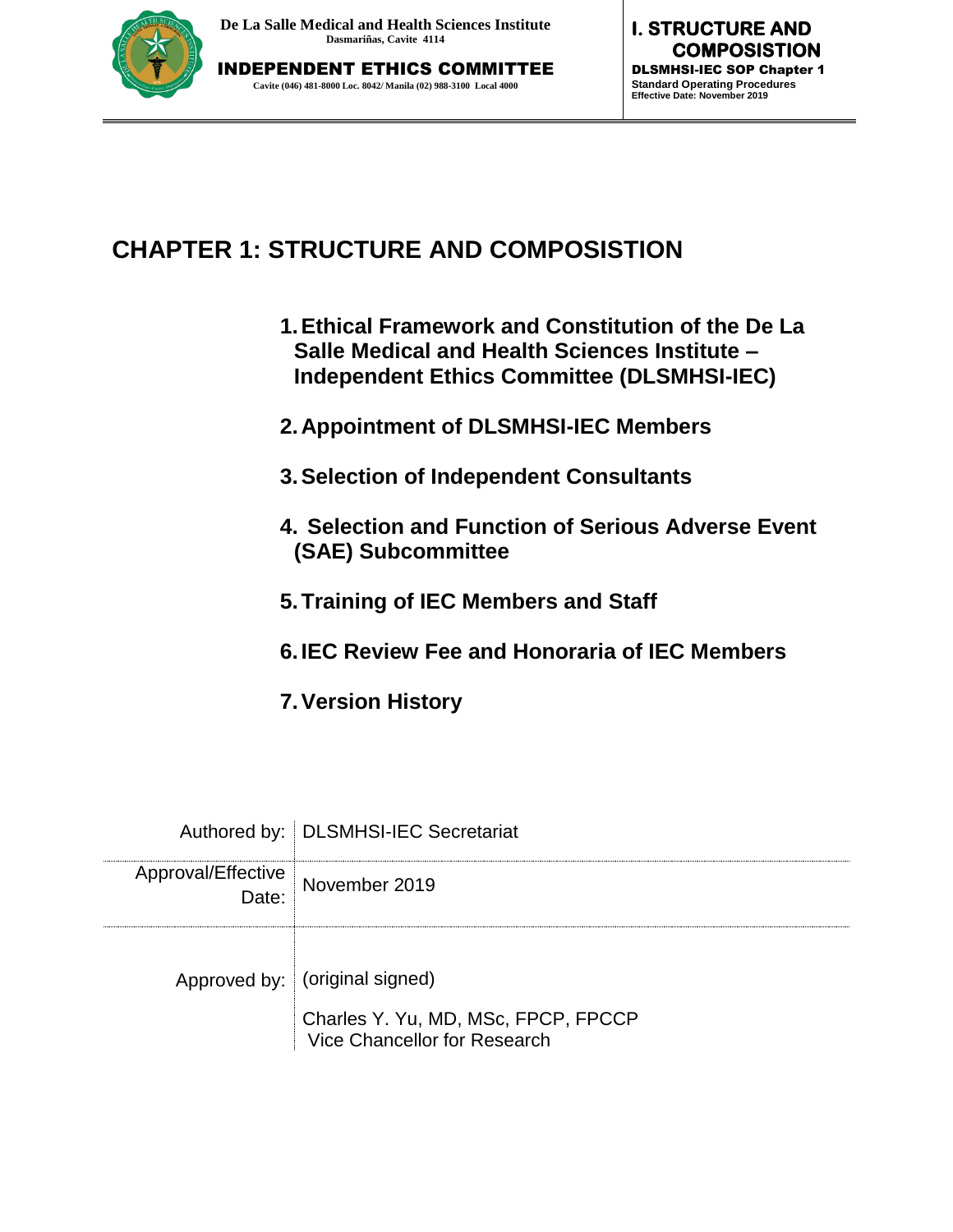# CHAPTER 1: STRUCTURE AND COMPOSISTION

1. **Ethical Framework and Constitution of the De La Salle Medical and Health Sciences Institute – Independent Ethics Committee (DLSMHSI-IEC)**
2. **Appointment of DLSMHSI-IEC Members**
3. **Selection of Independent Consultants**
4. **Selection and Function of Serious Adverse Event (SAE) Subcommittee**
5. **Training of IEC Members and Staff**
6. **IEC Review Fee and Honoraria of IEC Members**
7. **Version History**

| | |
|---|---|
| Authored by: | DLSMHSI-IEC Secretariat |
| Approval/Effective Date: | November 2019 |
| Approved by: | (original signed)<br><br>Charles Y. Yu, MD, MSc, FPCP, FPCCP<br>Vice Chancellor for Research |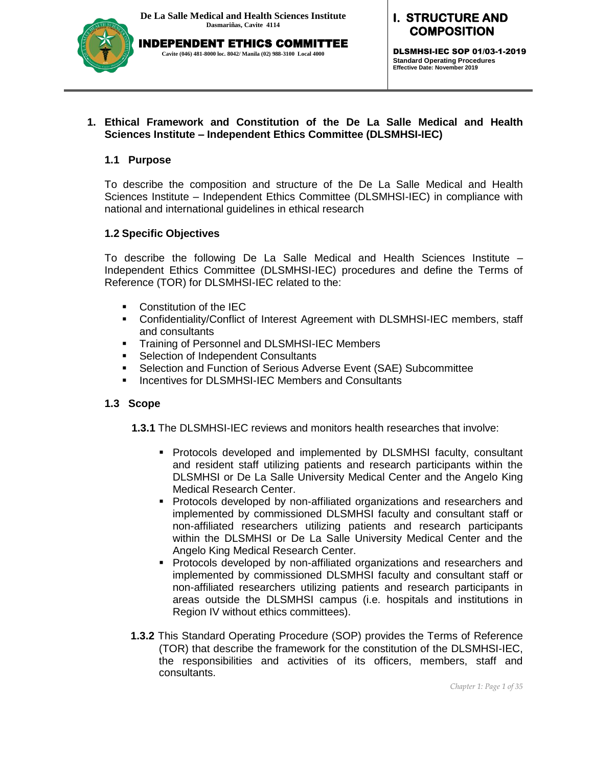# 1. Ethical Framework and Constitution of the De La Salle Medical and Health Sciences Institute – Independent Ethics Committee (DLSMHSI-IEC)

## 1.1 Purpose

To describe the composition and structure of the De La Salle Medical and Health Sciences Institute – Independent Ethics Committee (DLSMHSI-IEC) in compliance with national and international guidelines in ethical research

## 1.2 Specific Objectives

To describe the following De La Salle Medical and Health Sciences Institute – Independent Ethics Committee (DLSMHSI-IEC) procedures and define the Terms of Reference (TOR) for DLSMHSI-IEC related to the:

- Constitution of the IEC
- Confidentiality/Conflict of Interest Agreement with DLSMHSI-IEC members, staff and consultants
- Training of Personnel and DLSMHSI-IEC Members
- Selection of Independent Consultants
- Selection and Function of Serious Adverse Event (SAE) Subcommittee
- Incentives for DLSMHSI-IEC Members and Consultants

## 1.3 Scope

**1.3.1** The DLSMHSI-IEC reviews and monitors health researches that involve:

- Protocols developed and implemented by DLSMHSI faculty, consultant and resident staff utilizing patients and research participants within the DLSMHSI or De La Salle University Medical Center and the Angelo King Medical Research Center.
- Protocols developed by non-affiliated organizations and researchers and implemented by commissioned DLSMHSI faculty and consultant staff or non-affiliated researchers utilizing patients and research participants within the DLSMHSI or De La Salle University Medical Center and the Angelo King Medical Research Center.
- Protocols developed by non-affiliated organizations and researchers and implemented by commissioned DLSMHSI faculty and consultant staff or non-affiliated researchers utilizing patients and research participants in areas outside the DLSMHSI campus (i.e. hospitals and institutions in Region IV without ethics committees).

**1.3.2** This Standard Operating Procedure (SOP) provides the Terms of Reference (TOR) that describe the framework for the constitution of the DLSMHSI-IEC, the responsibilities and activities of its officers, members, staff and consultants.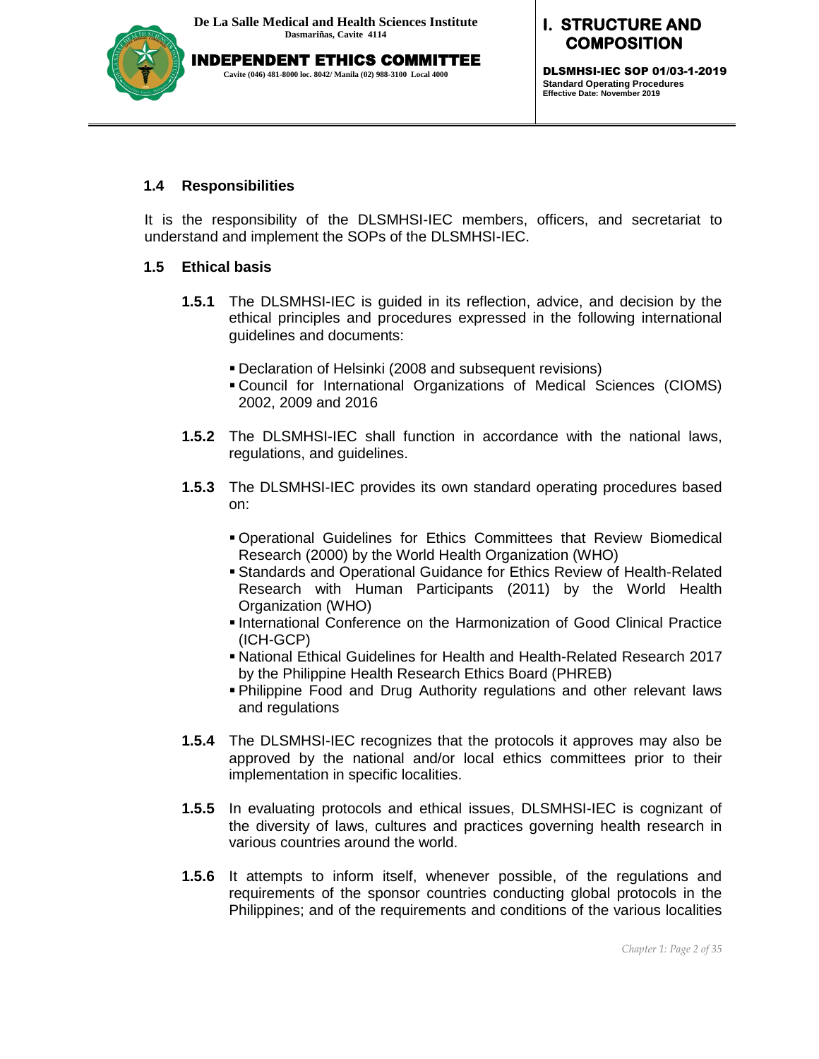### 1.4 Responsibilities

It is the responsibility of the DLSMHSI-IEC members, officers, and secretariat to understand and implement the SOPs of the DLSMHSI-IEC.

### 1.5 Ethical basis

**1.5.1** The DLSMHSI-IEC is guided in its reflection, advice, and decision by the ethical principles and procedures expressed in the following international guidelines and documents:

- Declaration of Helsinki (2008 and subsequent revisions)
- Council for International Organizations of Medical Sciences (CIOMS) 2002, 2009 and 2016

**1.5.2** The DLSMHSI-IEC shall function in accordance with the national laws, regulations, and guidelines.

**1.5.3** The DLSMHSI-IEC provides its own standard operating procedures based on:

- Operational Guidelines for Ethics Committees that Review Biomedical Research (2000) by the World Health Organization (WHO)
- Standards and Operational Guidance for Ethics Review of Health-Related Research with Human Participants (2011) by the World Health Organization (WHO)
- International Conference on the Harmonization of Good Clinical Practice (ICH-GCP)
- National Ethical Guidelines for Health and Health-Related Research 2017 by the Philippine Health Research Ethics Board (PHREB)
- Philippine Food and Drug Authority regulations and other relevant laws and regulations

**1.5.4** The DLSMHSI-IEC recognizes that the protocols it approves may also be approved by the national and/or local ethics committees prior to their implementation in specific localities.

**1.5.5** In evaluating protocols and ethical issues, DLSMHSI-IEC is cognizant of the diversity of laws, cultures and practices governing health research in various countries around the world.

**1.5.6** It attempts to inform itself, whenever possible, of the regulations and requirements of the sponsor countries conducting global protocols in the Philippines; and of the requirements and conditions of the various localities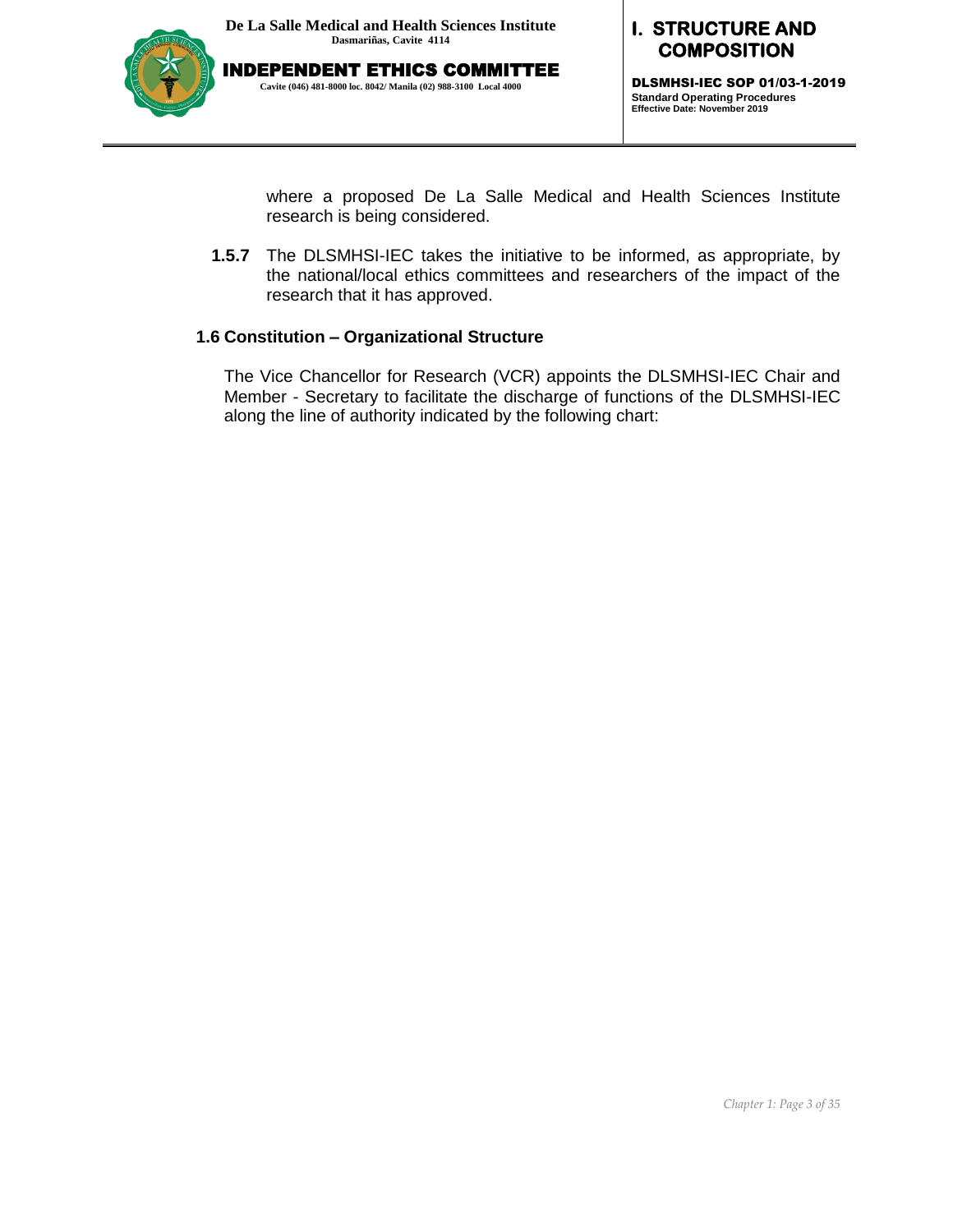where a proposed De La Salle Medical and Health Sciences Institute research is being considered.

**1.5.7** The DLSMHSI-IEC takes the initiative to be informed, as appropriate, by the national/local ethics committees and researchers of the impact of the research that it has approved.

### 1.6 Constitution – Organizational Structure

The Vice Chancellor for Research (VCR) appoints the DLSMHSI-IEC Chair and Member - Secretary to facilitate the discharge of functions of the DLSMHSI-IEC along the line of authority indicated by the following chart: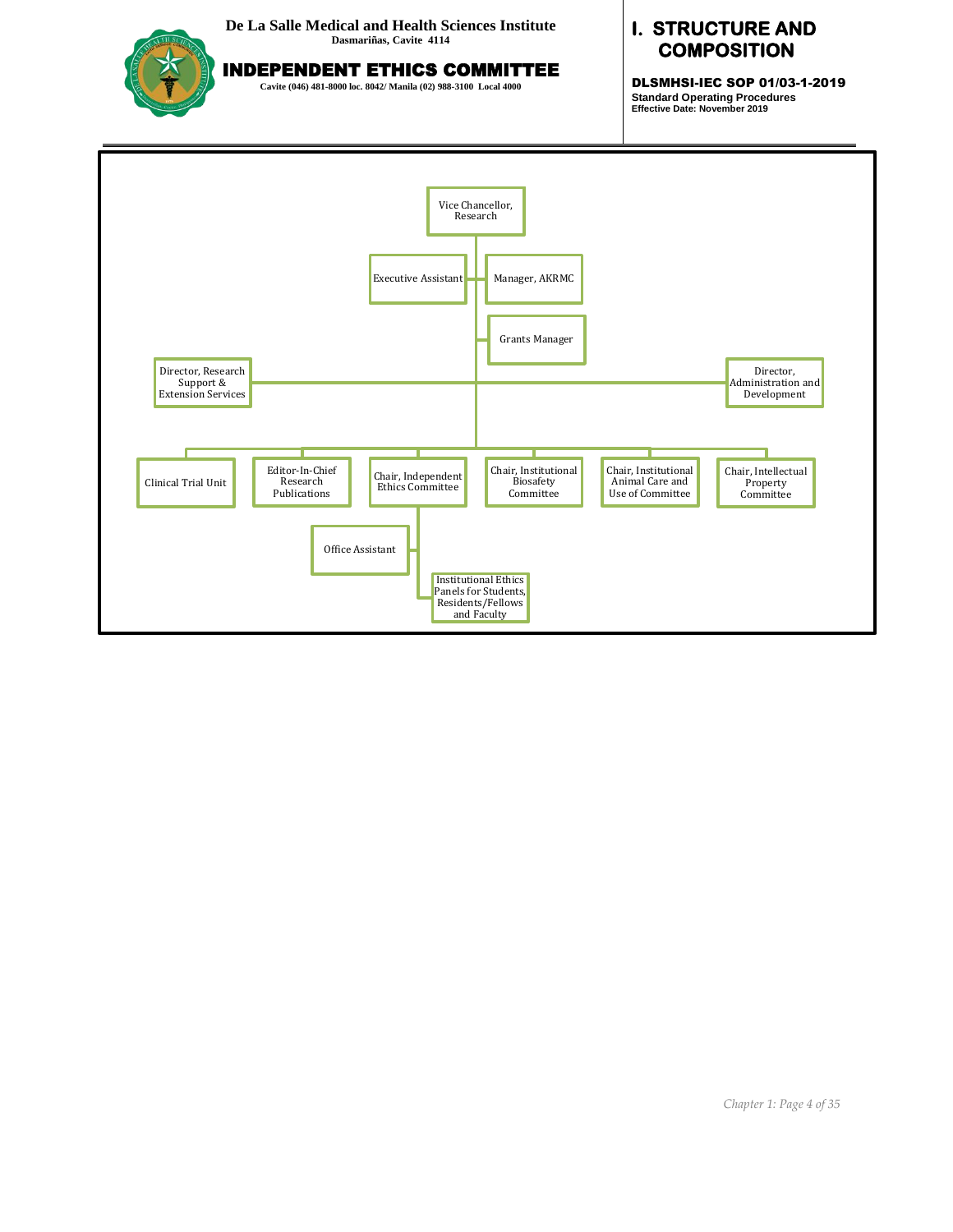# I. STRUCTURE AND COMPOSITION

- Vice Chancellor, Research
  - Executive Assistant
  - Manager, AKRMC
  - Grants Manager
  - Director, Research Support & Extension Services
  - Director, Administration and Development
  - Clinical Trial Unit
  - Editor-In-Chief Research Publications
  - Chair, Independent Ethics Committee
    - Office Assistant
    - Institutional Ethics Panels for Students, Residents/Fellows and Faculty
  - Chair, Institutional Biosafety Committee
  - Chair, Institutional Animal Care and Use of Committee
  - Chair, Intellectual Property Committee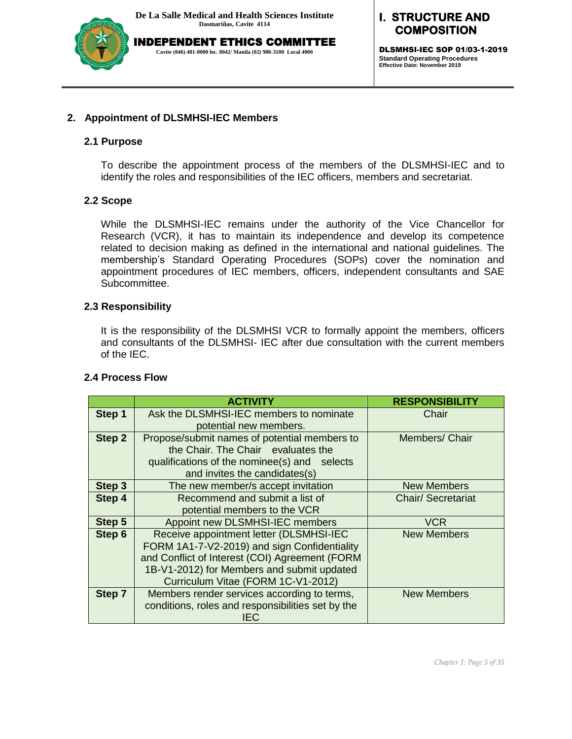## 2. Appointment of DLSMHSI-IEC Members

### 2.1 Purpose

To describe the appointment process of the members of the DLSMHSI-IEC and to identify the roles and responsibilities of the IEC officers, members and secretariat.

### 2.2 Scope

While the DLSMHSI-IEC remains under the authority of the Vice Chancellor for Research (VCR), it has to maintain its independence and develop its competence related to decision making as defined in the international and national guidelines. The membership's Standard Operating Procedures (SOPs) cover the nomination and appointment procedures of IEC members, officers, independent consultants and SAE Subcommittee.

### 2.3 Responsibility

It is the responsibility of the DLSMHSI VCR to formally appoint the members, officers and consultants of the DLSMHSI- IEC after due consultation with the current members of the IEC.

### 2.4 Process Flow

| | ACTIVITY | RESPONSIBILITY |
|---|---|---|
| **Step 1** | Ask the DLSMHSI-IEC members to nominate potential new members. | Chair |
| **Step 2** | Propose/submit names of potential members to the Chair. The Chair evaluates the qualifications of the nominee(s) and selects and invites the candidates(s) | Members/ Chair |
| **Step 3** | The new member/s accept invitation | New Members |
| **Step 4** | Recommend and submit a list of potential members to the VCR | Chair/ Secretariat |
| **Step 5** | Appoint new DLSMHSI-IEC members | VCR |
| **Step 6** | Receive appointment letter (DLSMHSI-IEC FORM 1A1-7-V2-2019) and sign Confidentiality and Conflict of Interest (COI) Agreement (FORM 1B-V1-2012) for Members and submit updated Curriculum Vitae (FORM 1C-V1-2012) | New Members |
| **Step 7** | Members render services according to terms, conditions, roles and responsibilities set by the IEC | New Members |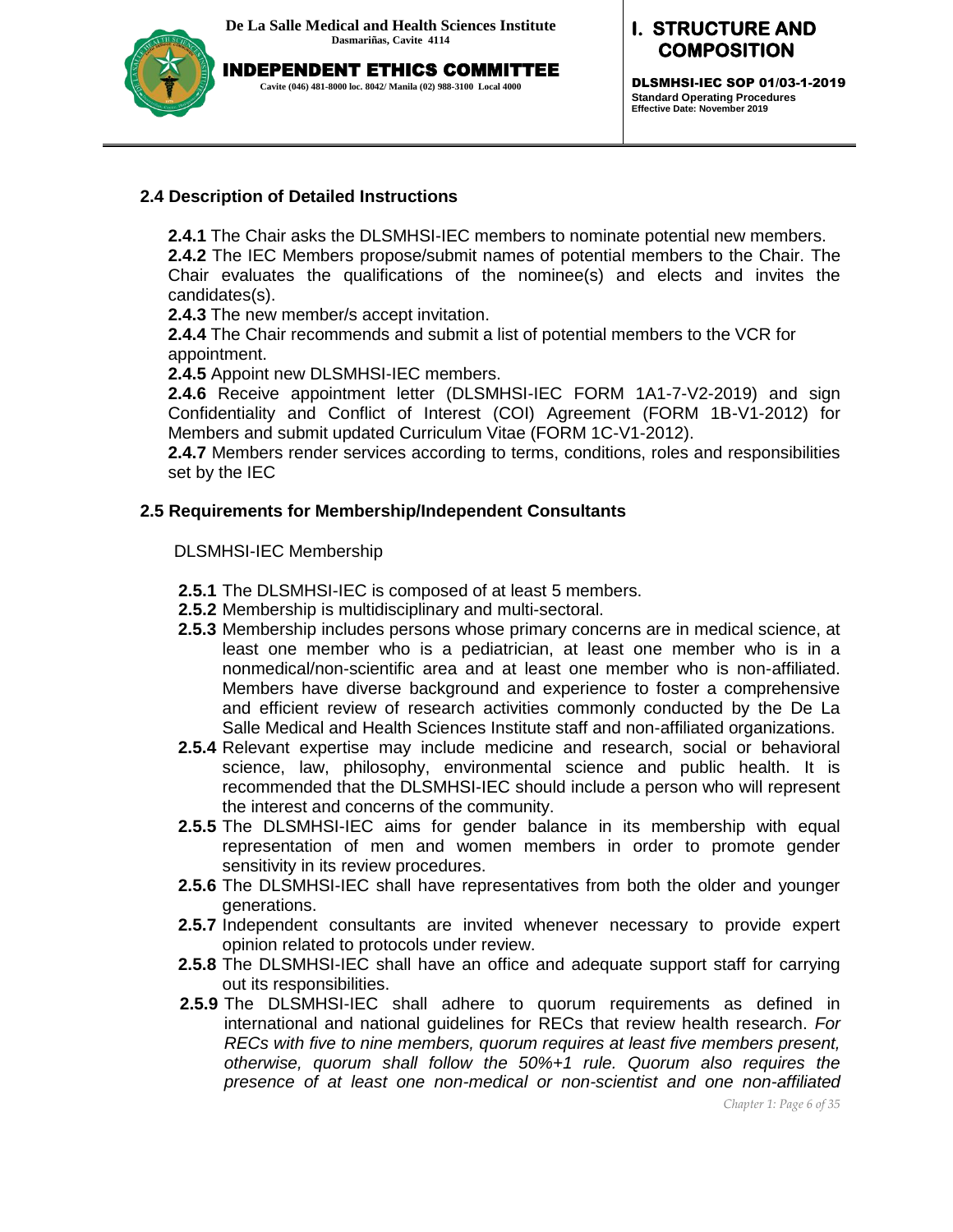### 2.4 Description of Detailed Instructions

**2.4.1** The Chair asks the DLSMHSI-IEC members to nominate potential new members.
**2.4.2** The IEC Members propose/submit names of potential members to the Chair. The Chair evaluates the qualifications of the nominee(s) and elects and invites the candidates(s).
**2.4.3** The new member/s accept invitation.
**2.4.4** The Chair recommends and submit a list of potential members to the VCR for appointment.
**2.4.5** Appoint new DLSMHSI-IEC members.
**2.4.6** Receive appointment letter (DLSMHSI-IEC FORM 1A1-7-V2-2019) and sign Confidentiality and Conflict of Interest (COI) Agreement (FORM 1B-V1-2012) for Members and submit updated Curriculum Vitae (FORM 1C-V1-2012).
**2.4.7** Members render services according to terms, conditions, roles and responsibilities set by the IEC

### 2.5 Requirements for Membership/Independent Consultants

DLSMHSI-IEC Membership

**2.5.1** The DLSMHSI-IEC is composed of at least 5 members.
**2.5.2** Membership is multidisciplinary and multi-sectoral.
**2.5.3** Membership includes persons whose primary concerns are in medical science, at least one member who is a pediatrician, at least one member who is in a nonmedical/non-scientific area and at least one member who is non-affiliated. Members have diverse background and experience to foster a comprehensive and efficient review of research activities commonly conducted by the De La Salle Medical and Health Sciences Institute staff and non-affiliated organizations.
**2.5.4** Relevant expertise may include medicine and research, social or behavioral science, law, philosophy, environmental science and public health. It is recommended that the DLSMHSI-IEC should include a person who will represent the interest and concerns of the community.
**2.5.5** The DLSMHSI-IEC aims for gender balance in its membership with equal representation of men and women members in order to promote gender sensitivity in its review procedures.
**2.5.6** The DLSMHSI-IEC shall have representatives from both the older and younger generations.
**2.5.7** Independent consultants are invited whenever necessary to provide expert opinion related to protocols under review.
**2.5.8** The DLSMHSI-IEC shall have an office and adequate support staff for carrying out its responsibilities.
**2.5.9** The DLSMHSI-IEC shall adhere to quorum requirements as defined in international and national guidelines for RECs that review health research. *For RECs with five to nine members, quorum requires at least five members present, otherwise, quorum shall follow the 50%+1 rule. Quorum also requires the presence of at least one non-medical or non-scientist and one non-affiliated*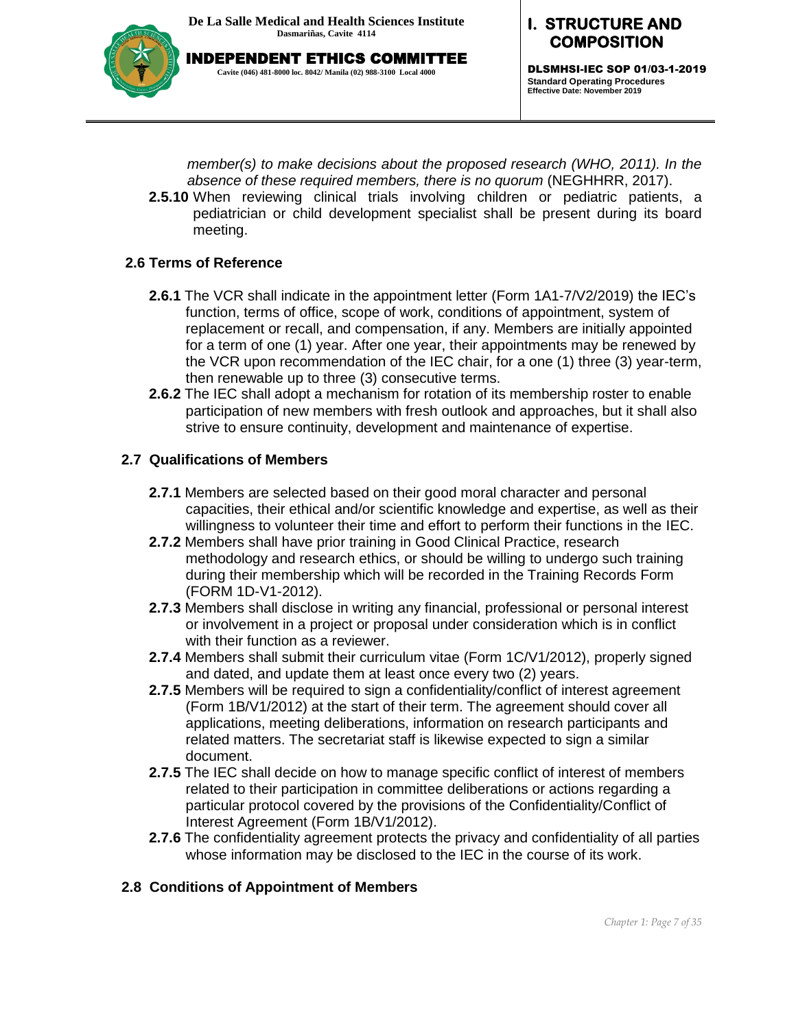*member(s) to make decisions about the proposed research (WHO, 2011). In the absence of these required members, there is no quorum* (NEGHHRR, 2017).

**2.5.10** When reviewing clinical trials involving children or pediatric patients, a pediatrician or child development specialist shall be present during its board meeting.

### 2.6 Terms of Reference

**2.6.1** The VCR shall indicate in the appointment letter (Form 1A1-7/V2/2019) the IEC's function, terms of office, scope of work, conditions of appointment, system of replacement or recall, and compensation, if any. Members are initially appointed for a term of one (1) year. After one year, their appointments may be renewed by the VCR upon recommendation of the IEC chair, for a one (1) three (3) year-term, then renewable up to three (3) consecutive terms.

**2.6.2** The IEC shall adopt a mechanism for rotation of its membership roster to enable participation of new members with fresh outlook and approaches, but it shall also strive to ensure continuity, development and maintenance of expertise.

### 2.7 Qualifications of Members

**2.7.1** Members are selected based on their good moral character and personal capacities, their ethical and/or scientific knowledge and expertise, as well as their willingness to volunteer their time and effort to perform their functions in the IEC.

**2.7.2** Members shall have prior training in Good Clinical Practice, research methodology and research ethics, or should be willing to undergo such training during their membership which will be recorded in the Training Records Form (FORM 1D-V1-2012).

**2.7.3** Members shall disclose in writing any financial, professional or personal interest or involvement in a project or proposal under consideration which is in conflict with their function as a reviewer.

**2.7.4** Members shall submit their curriculum vitae (Form 1C/V1/2012), properly signed and dated, and update them at least once every two (2) years.

**2.7.5** Members will be required to sign a confidentiality/conflict of interest agreement (Form 1B/V1/2012) at the start of their term. The agreement should cover all applications, meeting deliberations, information on research participants and related matters. The secretariat staff is likewise expected to sign a similar document.

**2.7.5** The IEC shall decide on how to manage specific conflict of interest of members related to their participation in committee deliberations or actions regarding a particular protocol covered by the provisions of the Confidentiality/Conflict of Interest Agreement (Form 1B/V1/2012).

**2.7.6** The confidentiality agreement protects the privacy and confidentiality of all parties whose information may be disclosed to the IEC in the course of its work.

### 2.8 Conditions of Appointment of Members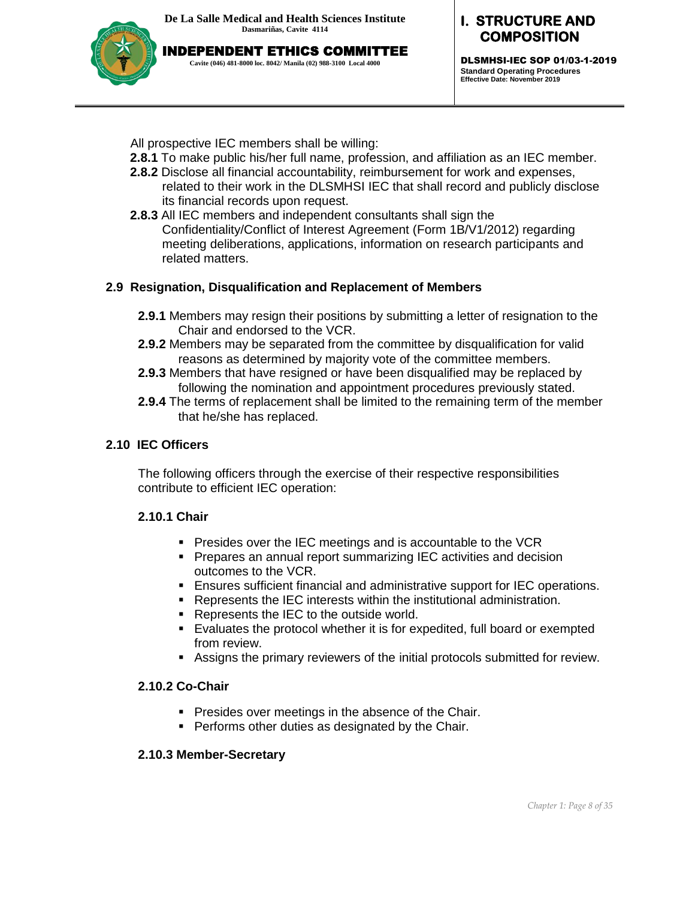All prospective IEC members shall be willing:

**2.8.1** To make public his/her full name, profession, and affiliation as an IEC member.

**2.8.2** Disclose all financial accountability, reimbursement for work and expenses, related to their work in the DLSMHSI IEC that shall record and publicly disclose its financial records upon request.

**2.8.3** All IEC members and independent consultants shall sign the Confidentiality/Conflict of Interest Agreement (Form 1B/V1/2012) regarding meeting deliberations, applications, information on research participants and related matters.

### 2.9 Resignation, Disqualification and Replacement of Members

**2.9.1** Members may resign their positions by submitting a letter of resignation to the Chair and endorsed to the VCR.

**2.9.2** Members may be separated from the committee by disqualification for valid reasons as determined by majority vote of the committee members.

**2.9.3** Members that have resigned or have been disqualified may be replaced by following the nomination and appointment procedures previously stated.

**2.9.4** The terms of replacement shall be limited to the remaining term of the member that he/she has replaced.

### 2.10 IEC Officers

The following officers through the exercise of their respective responsibilities contribute to efficient IEC operation:

#### 2.10.1 Chair

- Presides over the IEC meetings and is accountable to the VCR
- Prepares an annual report summarizing IEC activities and decision outcomes to the VCR.
- Ensures sufficient financial and administrative support for IEC operations.
- Represents the IEC interests within the institutional administration.
- Represents the IEC to the outside world.
- Evaluates the protocol whether it is for expedited, full board or exempted from review.
- Assigns the primary reviewers of the initial protocols submitted for review.

#### 2.10.2 Co-Chair

- Presides over meetings in the absence of the Chair.
- Performs other duties as designated by the Chair.

#### 2.10.3 Member-Secretary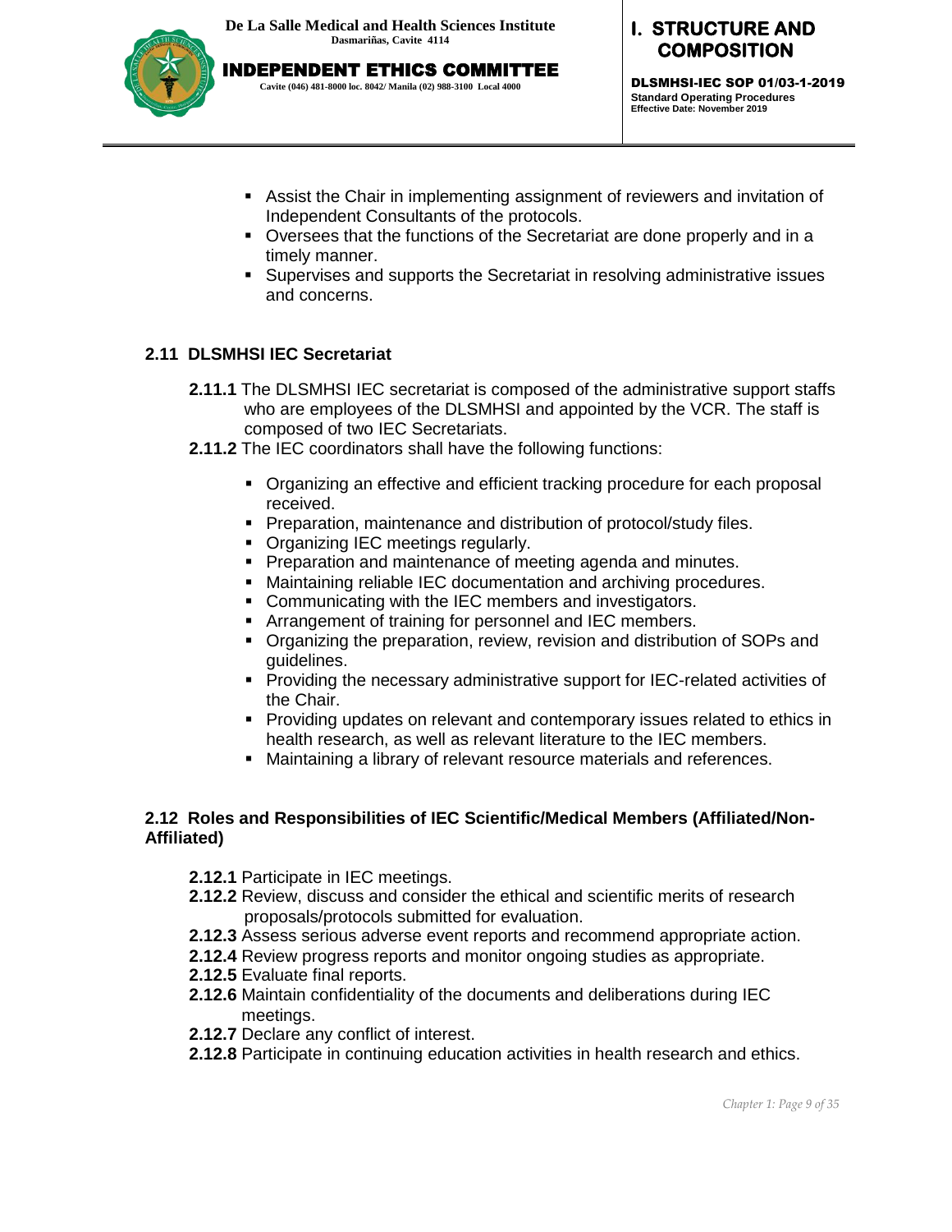- Assist the Chair in implementing assignment of reviewers and invitation of Independent Consultants of the protocols.
- Oversees that the functions of the Secretariat are done properly and in a timely manner.
- Supervises and supports the Secretariat in resolving administrative issues and concerns.

### 2.11 DLSMHSI IEC Secretariat

**2.11.1** The DLSMHSI IEC secretariat is composed of the administrative support staffs who are employees of the DLSMHSI and appointed by the VCR. The staff is composed of two IEC Secretariats.

**2.11.2** The IEC coordinators shall have the following functions:

- Organizing an effective and efficient tracking procedure for each proposal received.
- Preparation, maintenance and distribution of protocol/study files.
- Organizing IEC meetings regularly.
- Preparation and maintenance of meeting agenda and minutes.
- Maintaining reliable IEC documentation and archiving procedures.
- Communicating with the IEC members and investigators.
- Arrangement of training for personnel and IEC members.
- Organizing the preparation, review, revision and distribution of SOPs and guidelines.
- Providing the necessary administrative support for IEC-related activities of the Chair.
- Providing updates on relevant and contemporary issues related to ethics in health research, as well as relevant literature to the IEC members.
- Maintaining a library of relevant resource materials and references.

### 2.12 Roles and Responsibilities of IEC Scientific/Medical Members (Affiliated/Non-Affiliated)

**2.12.1** Participate in IEC meetings.

**2.12.2** Review, discuss and consider the ethical and scientific merits of research proposals/protocols submitted for evaluation.

**2.12.3** Assess serious adverse event reports and recommend appropriate action.

**2.12.4** Review progress reports and monitor ongoing studies as appropriate.

**2.12.5** Evaluate final reports.

**2.12.6** Maintain confidentiality of the documents and deliberations during IEC meetings.

**2.12.7** Declare any conflict of interest.

**2.12.8** Participate in continuing education activities in health research and ethics.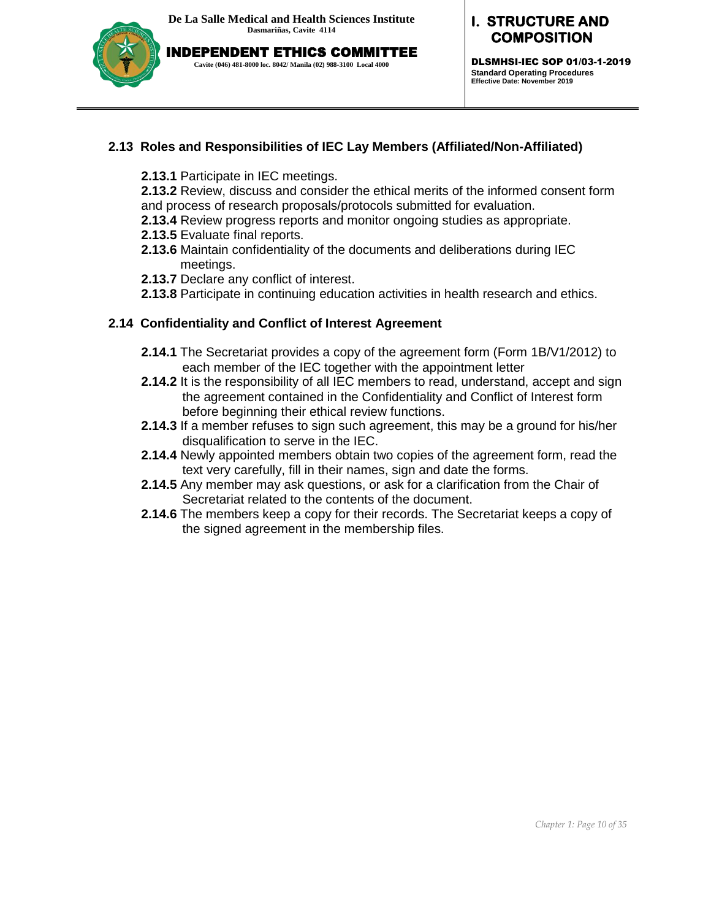### 2.13 Roles and Responsibilities of IEC Lay Members (Affiliated/Non-Affiliated)

**2.13.1** Participate in IEC meetings.

**2.13.2** Review, discuss and consider the ethical merits of the informed consent form and process of research proposals/protocols submitted for evaluation.

**2.13.4** Review progress reports and monitor ongoing studies as appropriate.

**2.13.5** Evaluate final reports.

**2.13.6** Maintain confidentiality of the documents and deliberations during IEC meetings.

**2.13.7** Declare any conflict of interest.

**2.13.8** Participate in continuing education activities in health research and ethics.

### 2.14 Confidentiality and Conflict of Interest Agreement

**2.14.1** The Secretariat provides a copy of the agreement form (Form 1B/V1/2012) to each member of the IEC together with the appointment letter

**2.14.2** It is the responsibility of all IEC members to read, understand, accept and sign the agreement contained in the Confidentiality and Conflict of Interest form before beginning their ethical review functions.

**2.14.3** If a member refuses to sign such agreement, this may be a ground for his/her disqualification to serve in the IEC.

**2.14.4** Newly appointed members obtain two copies of the agreement form, read the text very carefully, fill in their names, sign and date the forms.

**2.14.5** Any member may ask questions, or ask for a clarification from the Chair of Secretariat related to the contents of the document.

**2.14.6** The members keep a copy for their records. The Secretariat keeps a copy of the signed agreement in the membership files.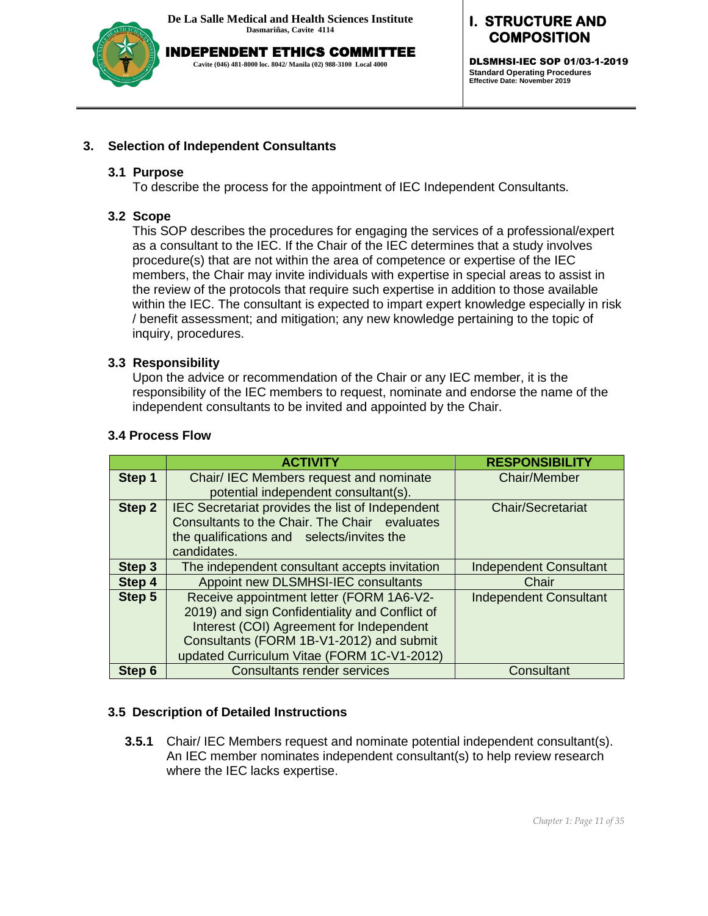## 3. Selection of Independent Consultants

### 3.1 Purpose

To describe the process for the appointment of IEC Independent Consultants.

### 3.2 Scope

This SOP describes the procedures for engaging the services of a professional/expert as a consultant to the IEC. If the Chair of the IEC determines that a study involves procedure(s) that are not within the area of competence or expertise of the IEC members, the Chair may invite individuals with expertise in special areas to assist in the review of the protocols that require such expertise in addition to those available within the IEC. The consultant is expected to impart expert knowledge especially in risk / benefit assessment; and mitigation; any new knowledge pertaining to the topic of inquiry, procedures.

### 3.3 Responsibility

Upon the advice or recommendation of the Chair or any IEC member, it is the responsibility of the IEC members to request, nominate and endorse the name of the independent consultants to be invited and appointed by the Chair.

### 3.4 Process Flow

| | ACTIVITY | RESPONSIBILITY |
|---|---|---|
| **Step 1** | Chair/ IEC Members request and nominate potential independent consultant(s). | Chair/Member |
| **Step 2** | IEC Secretariat provides the list of Independent Consultants to the Chair. The Chair evaluates the qualifications and selects/invites the candidates. | Chair/Secretariat |
| **Step 3** | The independent consultant accepts invitation | Independent Consultant |
| **Step 4** | Appoint new DLSMHSI-IEC consultants | Chair |
| **Step 5** | Receive appointment letter (FORM 1A6-V2-2019) and sign Confidentiality and Conflict of Interest (COI) Agreement for Independent Consultants (FORM 1B-V1-2012) and submit updated Curriculum Vitae (FORM 1C-V1-2012) | Independent Consultant |
| **Step 6** | Consultants render services | Consultant |

### 3.5 Description of Detailed Instructions

**3.5.1** Chair/ IEC Members request and nominate potential independent consultant(s). An IEC member nominates independent consultant(s) to help review research where the IEC lacks expertise.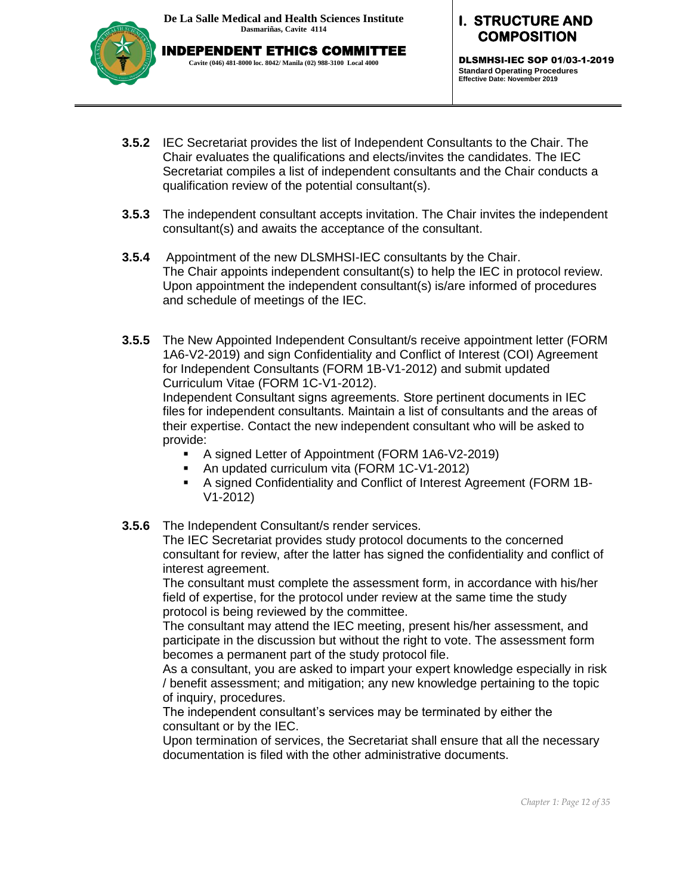**3.5.2** IEC Secretariat provides the list of Independent Consultants to the Chair. The Chair evaluates the qualifications and elects/invites the candidates. The IEC Secretariat compiles a list of independent consultants and the Chair conducts a qualification review of the potential consultant(s).

**3.5.3** The independent consultant accepts invitation. The Chair invites the independent consultant(s) and awaits the acceptance of the consultant.

**3.5.4** Appointment of the new DLSMHSI-IEC consultants by the Chair.
The Chair appoints independent consultant(s) to help the IEC in protocol review. Upon appointment the independent consultant(s) is/are informed of procedures and schedule of meetings of the IEC.

**3.5.5** The New Appointed Independent Consultant/s receive appointment letter (FORM 1A6-V2-2019) and sign Confidentiality and Conflict of Interest (COI) Agreement for Independent Consultants (FORM 1B-V1-2012) and submit updated Curriculum Vitae (FORM 1C-V1-2012).
Independent Consultant signs agreements. Store pertinent documents in IEC files for independent consultants. Maintain a list of consultants and the areas of their expertise. Contact the new independent consultant who will be asked to provide:

- A signed Letter of Appointment (FORM 1A6-V2-2019)
- An updated curriculum vita (FORM 1C-V1-2012)
- A signed Confidentiality and Conflict of Interest Agreement (FORM 1B-V1-2012)

**3.5.6** The Independent Consultant/s render services.
The IEC Secretariat provides study protocol documents to the concerned consultant for review, after the latter has signed the confidentiality and conflict of interest agreement.
The consultant must complete the assessment form, in accordance with his/her field of expertise, for the protocol under review at the same time the study protocol is being reviewed by the committee.
The consultant may attend the IEC meeting, present his/her assessment, and participate in the discussion but without the right to vote. The assessment form becomes a permanent part of the study protocol file.
As a consultant, you are asked to impart your expert knowledge especially in risk / benefit assessment; and mitigation; any new knowledge pertaining to the topic of inquiry, procedures.
The independent consultant's services may be terminated by either the consultant or by the IEC.
Upon termination of services, the Secretariat shall ensure that all the necessary documentation is filed with the other administrative documents.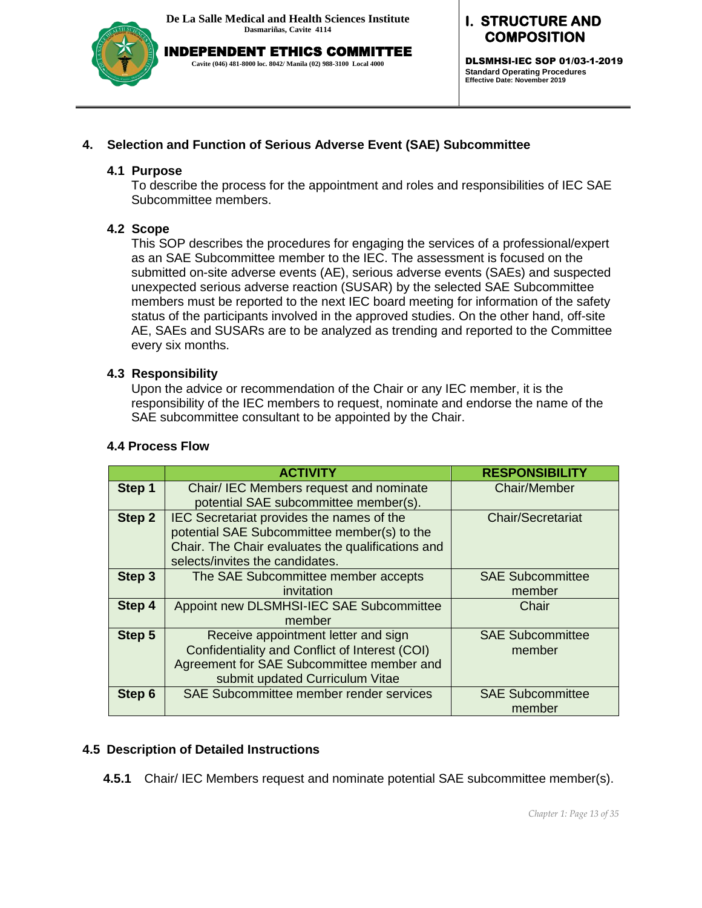## 4. Selection and Function of Serious Adverse Event (SAE) Subcommittee

### 4.1 Purpose

To describe the process for the appointment and roles and responsibilities of IEC SAE Subcommittee members.

### 4.2 Scope

This SOP describes the procedures for engaging the services of a professional/expert as an SAE Subcommittee member to the IEC. The assessment is focused on the submitted on-site adverse events (AE), serious adverse events (SAEs) and suspected unexpected serious adverse reaction (SUSAR) by the selected SAE Subcommittee members must be reported to the next IEC board meeting for information of the safety status of the participants involved in the approved studies. On the other hand, off-site AE, SAEs and SUSARs are to be analyzed as trending and reported to the Committee every six months.

### 4.3 Responsibility

Upon the advice or recommendation of the Chair or any IEC member, it is the responsibility of the IEC members to request, nominate and endorse the name of the SAE subcommittee consultant to be appointed by the Chair.

### 4.4 Process Flow

| | ACTIVITY | RESPONSIBILITY |
|---|---|---|
| Step 1 | Chair/ IEC Members request and nominate potential SAE subcommittee member(s). | Chair/Member |
| Step 2 | IEC Secretariat provides the names of the potential SAE Subcommittee member(s) to the Chair. The Chair evaluates the qualifications and selects/invites the candidates. | Chair/Secretariat |
| Step 3 | The SAE Subcommittee member accepts invitation | SAE Subcommittee member |
| Step 4 | Appoint new DLSMHSI-IEC SAE Subcommittee member | Chair |
| Step 5 | Receive appointment letter and sign Confidentiality and Conflict of Interest (COI) Agreement for SAE Subcommittee member and submit updated Curriculum Vitae | SAE Subcommittee member |
| Step 6 | SAE Subcommittee member render services | SAE Subcommittee member |

### 4.5 Description of Detailed Instructions

**4.5.1** Chair/ IEC Members request and nominate potential SAE subcommittee member(s).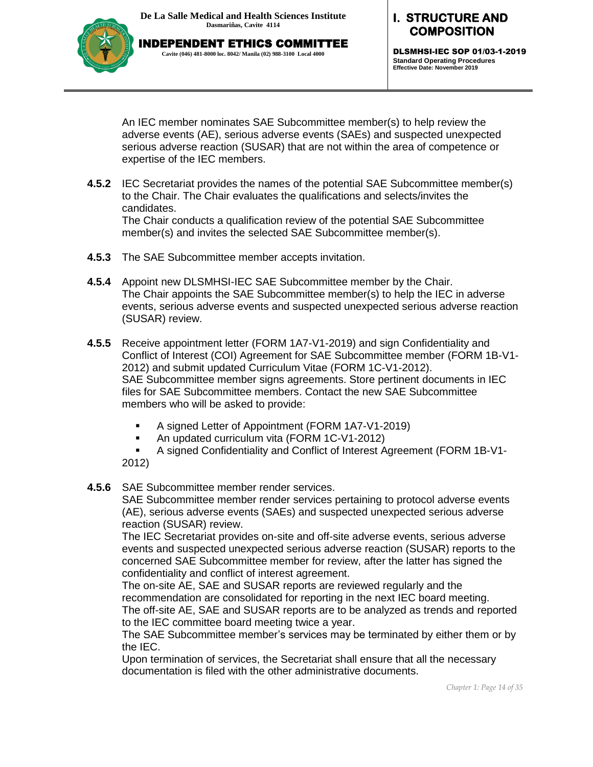An IEC member nominates SAE Subcommittee member(s) to help review the adverse events (AE), serious adverse events (SAEs) and suspected unexpected serious adverse reaction (SUSAR) that are not within the area of competence or expertise of the IEC members.

**4.5.2** IEC Secretariat provides the names of the potential SAE Subcommittee member(s) to the Chair. The Chair evaluates the qualifications and selects/invites the candidates.
The Chair conducts a qualification review of the potential SAE Subcommittee member(s) and invites the selected SAE Subcommittee member(s).

**4.5.3** The SAE Subcommittee member accepts invitation.

**4.5.4** Appoint new DLSMHSI-IEC SAE Subcommittee member by the Chair.
The Chair appoints the SAE Subcommittee member(s) to help the IEC in adverse events, serious adverse events and suspected unexpected serious adverse reaction (SUSAR) review.

**4.5.5** Receive appointment letter (FORM 1A7-V1-2019) and sign Confidentiality and Conflict of Interest (COI) Agreement for SAE Subcommittee member (FORM 1B-V1-2012) and submit updated Curriculum Vitae (FORM 1C-V1-2012).
SAE Subcommittee member signs agreements. Store pertinent documents in IEC files for SAE Subcommittee members. Contact the new SAE Subcommittee members who will be asked to provide:

- A signed Letter of Appointment (FORM 1A7-V1-2019)
- An updated curriculum vita (FORM 1C-V1-2012)
- A signed Confidentiality and Conflict of Interest Agreement (FORM 1B-V1-2012)

**4.5.6** SAE Subcommittee member render services.
SAE Subcommittee member render services pertaining to protocol adverse events (AE), serious adverse events (SAEs) and suspected unexpected serious adverse reaction (SUSAR) review.
The IEC Secretariat provides on-site and off-site adverse events, serious adverse events and suspected unexpected serious adverse reaction (SUSAR) reports to the concerned SAE Subcommittee member for review, after the latter has signed the confidentiality and conflict of interest agreement.
The on-site AE, SAE and SUSAR reports are reviewed regularly and the recommendation are consolidated for reporting in the next IEC board meeting.
The off-site AE, SAE and SUSAR reports are to be analyzed as trends and reported to the IEC committee board meeting twice a year.
The SAE Subcommittee member's services may be terminated by either them or by the IEC.
Upon termination of services, the Secretariat shall ensure that all the necessary documentation is filed with the other administrative documents.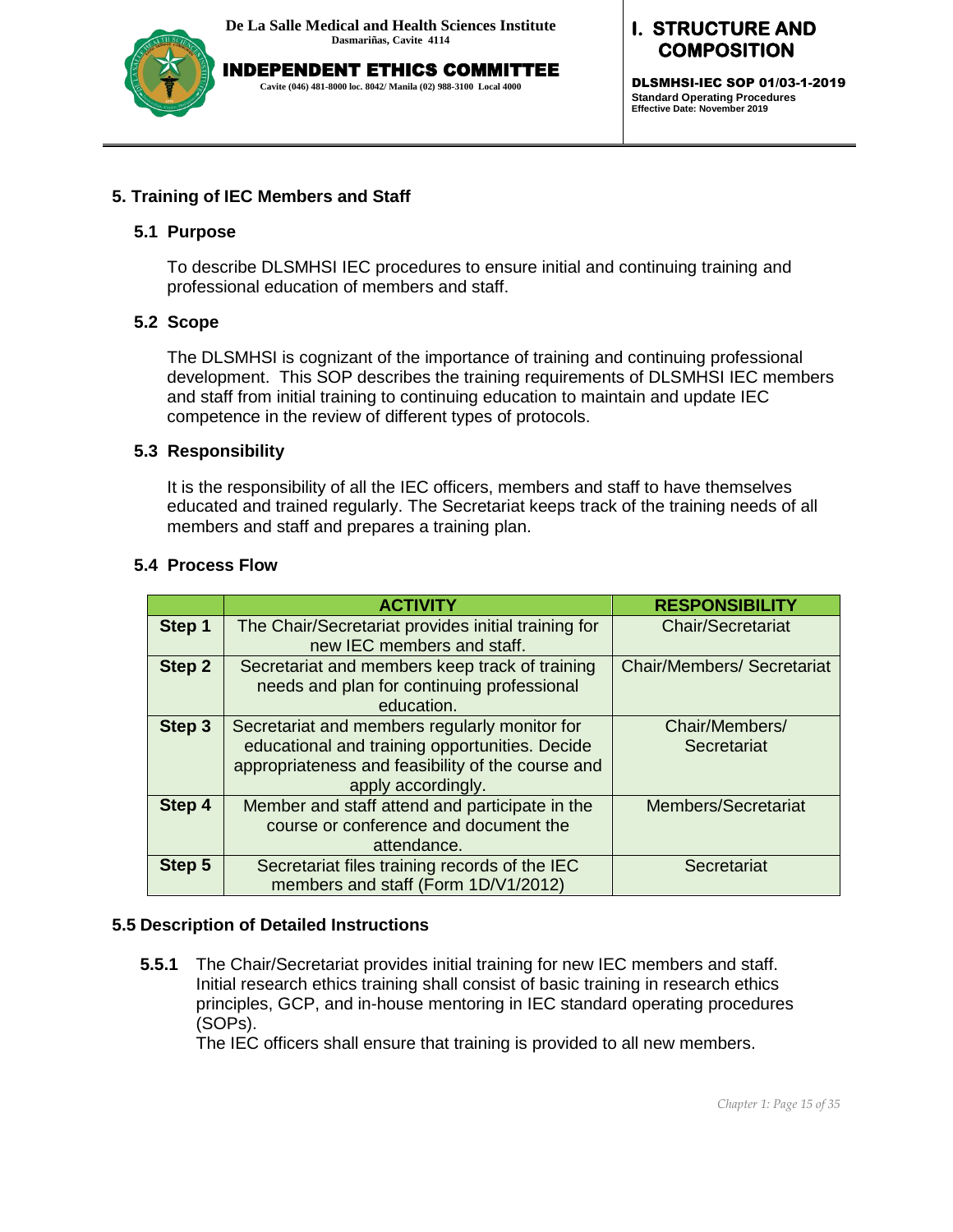## 5. Training of IEC Members and Staff

### 5.1 Purpose

To describe DLSMHSI IEC procedures to ensure initial and continuing training and professional education of members and staff.

### 5.2 Scope

The DLSMHSI is cognizant of the importance of training and continuing professional development. This SOP describes the training requirements of DLSMHSI IEC members and staff from initial training to continuing education to maintain and update IEC competence in the review of different types of protocols.

### 5.3 Responsibility

It is the responsibility of all the IEC officers, members and staff to have themselves educated and trained regularly. The Secretariat keeps track of the training needs of all members and staff and prepares a training plan.

### 5.4 Process Flow

| | ACTIVITY | RESPONSIBILITY |
|---|---|---|
| **Step 1** | The Chair/Secretariat provides initial training for new IEC members and staff. | Chair/Secretariat |
| **Step 2** | Secretariat and members keep track of training needs and plan for continuing professional education. | Chair/Members/ Secretariat |
| **Step 3** | Secretariat and members regularly monitor for educational and training opportunities. Decide appropriateness and feasibility of the course and apply accordingly. | Chair/Members/ Secretariat |
| **Step 4** | Member and staff attend and participate in the course or conference and document the attendance. | Members/Secretariat |
| **Step 5** | Secretariat files training records of the IEC members and staff (Form 1D/V1/2012) | Secretariat |

### 5.5 Description of Detailed Instructions

**5.5.1** The Chair/Secretariat provides initial training for new IEC members and staff. Initial research ethics training shall consist of basic training in research ethics principles, GCP, and in-house mentoring in IEC standard operating procedures (SOPs).

The IEC officers shall ensure that training is provided to all new members.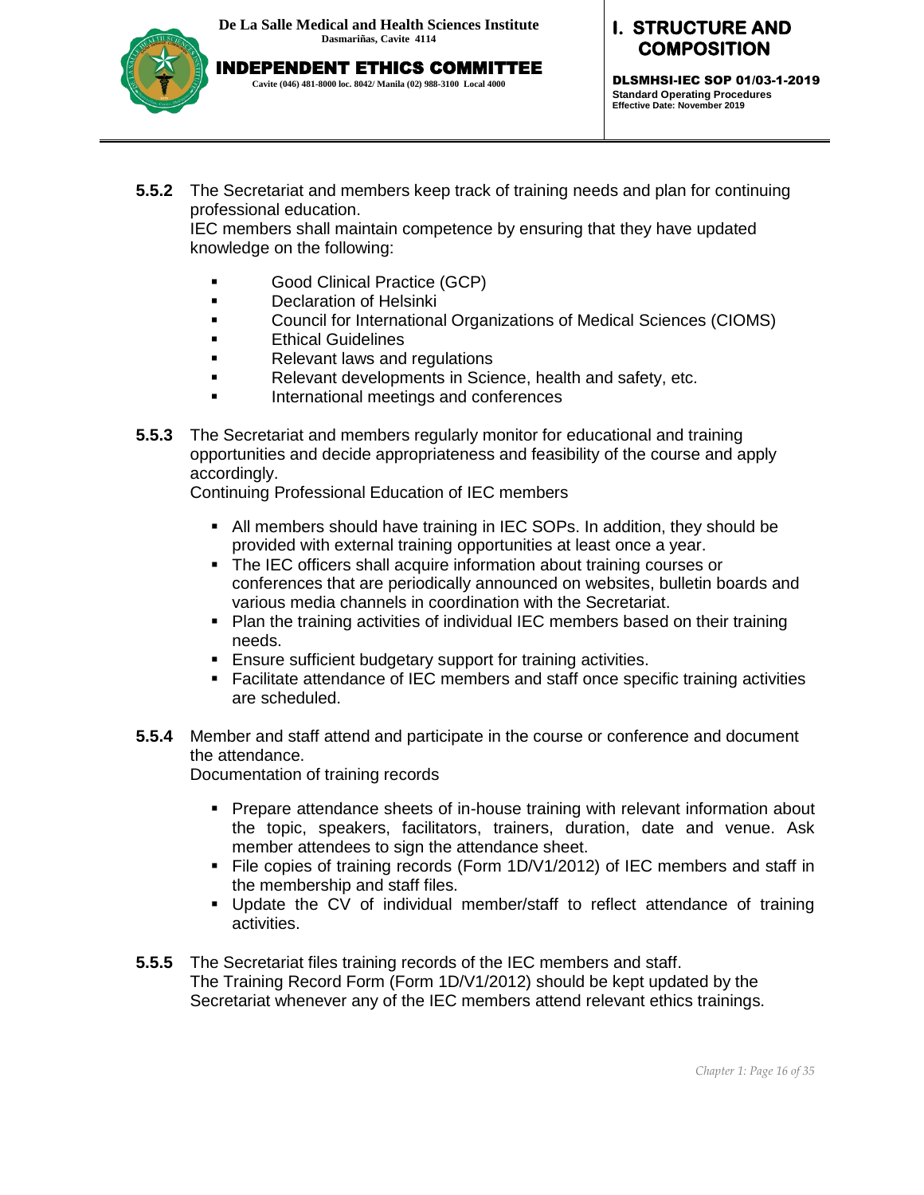**5.5.2** The Secretariat and members keep track of training needs and plan for continuing professional education.
IEC members shall maintain competence by ensuring that they have updated knowledge on the following:

- Good Clinical Practice (GCP)
- Declaration of Helsinki
- Council for International Organizations of Medical Sciences (CIOMS)
- Ethical Guidelines
- Relevant laws and regulations
- Relevant developments in Science, health and safety, etc.
- International meetings and conferences

**5.5.3** The Secretariat and members regularly monitor for educational and training opportunities and decide appropriateness and feasibility of the course and apply accordingly.
Continuing Professional Education of IEC members

- All members should have training in IEC SOPs. In addition, they should be provided with external training opportunities at least once a year.
- The IEC officers shall acquire information about training courses or conferences that are periodically announced on websites, bulletin boards and various media channels in coordination with the Secretariat.
- Plan the training activities of individual IEC members based on their training needs.
- Ensure sufficient budgetary support for training activities.
- Facilitate attendance of IEC members and staff once specific training activities are scheduled.

**5.5.4** Member and staff attend and participate in the course or conference and document the attendance.
Documentation of training records

- Prepare attendance sheets of in-house training with relevant information about the topic, speakers, facilitators, trainers, duration, date and venue. Ask member attendees to sign the attendance sheet.
- File copies of training records (Form 1D/V1/2012) of IEC members and staff in the membership and staff files.
- Update the CV of individual member/staff to reflect attendance of training activities.

**5.5.5** The Secretariat files training records of the IEC members and staff.
The Training Record Form (Form 1D/V1/2012) should be kept updated by the Secretariat whenever any of the IEC members attend relevant ethics trainings.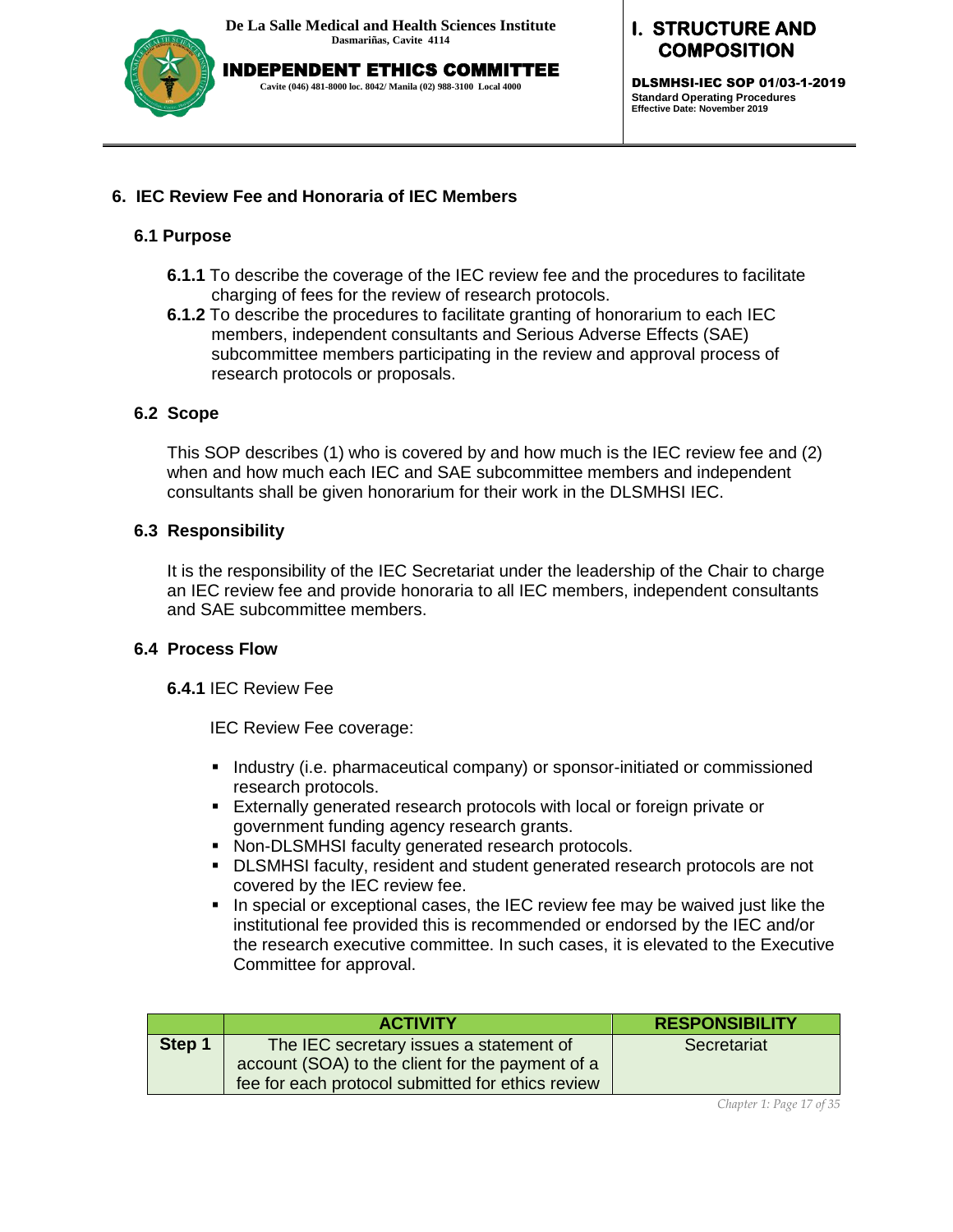## 6. IEC Review Fee and Honoraria of IEC Members

### 6.1 Purpose

**6.1.1** To describe the coverage of the IEC review fee and the procedures to facilitate charging of fees for the review of research protocols.

**6.1.2** To describe the procedures to facilitate granting of honorarium to each IEC members, independent consultants and Serious Adverse Effects (SAE) subcommittee members participating in the review and approval process of research protocols or proposals.

### 6.2 Scope

This SOP describes (1) who is covered by and how much is the IEC review fee and (2) when and how much each IEC and SAE subcommittee members and independent consultants shall be given honorarium for their work in the DLSMHSI IEC.

### 6.3 Responsibility

It is the responsibility of the IEC Secretariat under the leadership of the Chair to charge an IEC review fee and provide honoraria to all IEC members, independent consultants and SAE subcommittee members.

### 6.4 Process Flow

**6.4.1** IEC Review Fee

IEC Review Fee coverage:

- Industry (i.e. pharmaceutical company) or sponsor-initiated or commissioned research protocols.
- Externally generated research protocols with local or foreign private or government funding agency research grants.
- Non-DLSMHSI faculty generated research protocols.
- DLSMHSI faculty, resident and student generated research protocols are not covered by the IEC review fee.
- In special or exceptional cases, the IEC review fee may be waived just like the institutional fee provided this is recommended or endorsed by the IEC and/or the research executive committee. In such cases, it is elevated to the Executive Committee for approval.

| | ACTIVITY | RESPONSIBILITY |
|---|---|---|
| **Step 1** | The IEC secretary issues a statement of account (SOA) to the client for the payment of a fee for each protocol submitted for ethics review | Secretariat |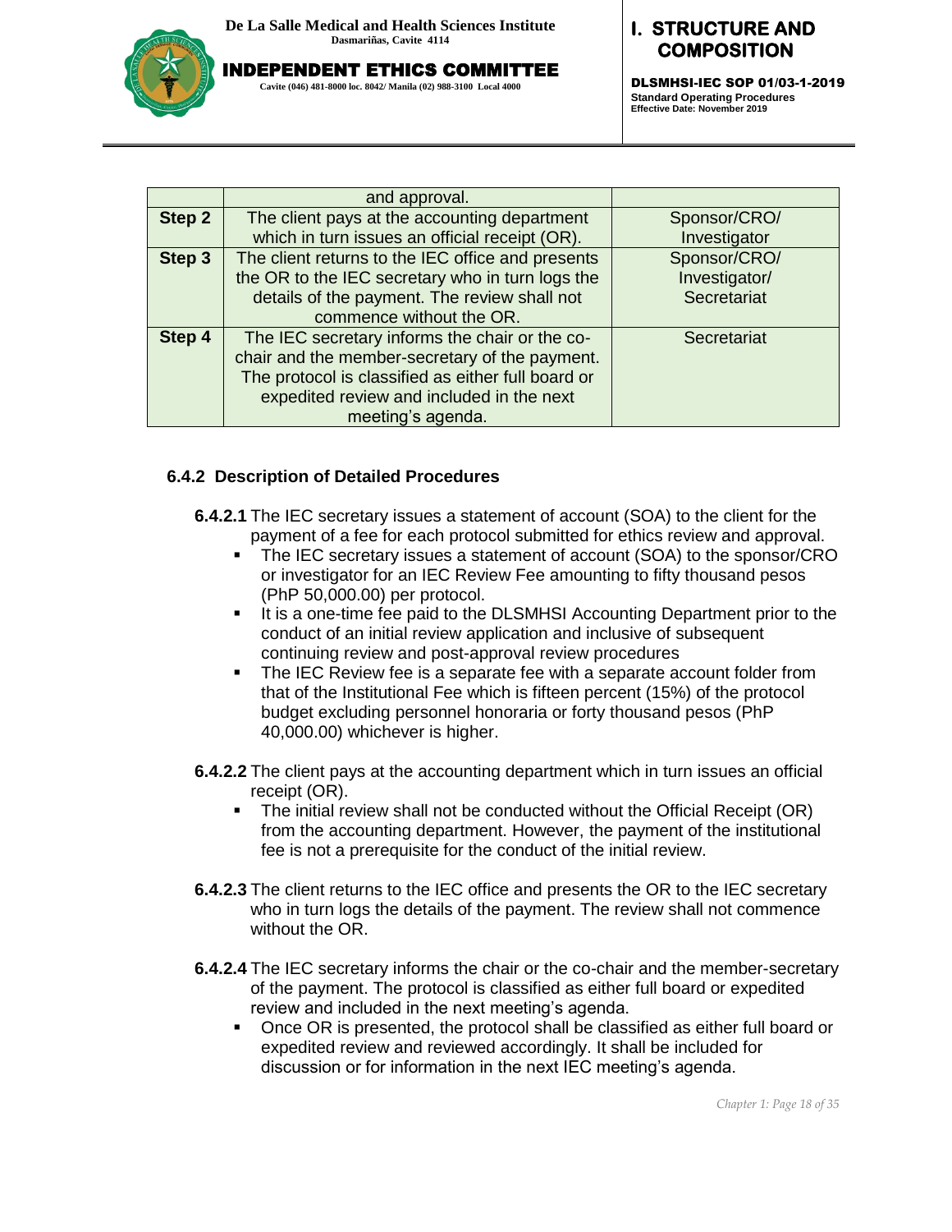| | | |
|---|---|---|
| | and approval. | |
| **Step 2** | The client pays at the accounting department which in turn issues an official receipt (OR). | Sponsor/CRO/ Investigator |
| **Step 3** | The client returns to the IEC office and presents the OR to the IEC secretary who in turn logs the details of the payment. The review shall not commence without the OR. | Sponsor/CRO/ Investigator/ Secretariat |
| **Step 4** | The IEC secretary informs the chair or the co-chair and the member-secretary of the payment. The protocol is classified as either full board or expedited review and included in the next meeting's agenda. | Secretariat |

### 6.4.2 Description of Detailed Procedures

**6.4.2.1** The IEC secretary issues a statement of account (SOA) to the client for the payment of a fee for each protocol submitted for ethics review and approval.

- The IEC secretary issues a statement of account (SOA) to the sponsor/CRO or investigator for an IEC Review Fee amounting to fifty thousand pesos (PhP 50,000.00) per protocol.
- It is a one-time fee paid to the DLSMHSI Accounting Department prior to the conduct of an initial review application and inclusive of subsequent continuing review and post-approval review procedures
- The IEC Review fee is a separate fee with a separate account folder from that of the Institutional Fee which is fifteen percent (15%) of the protocol budget excluding personnel honoraria or forty thousand pesos (PhP 40,000.00) whichever is higher.

**6.4.2.2** The client pays at the accounting department which in turn issues an official receipt (OR).

- The initial review shall not be conducted without the Official Receipt (OR) from the accounting department. However, the payment of the institutional fee is not a prerequisite for the conduct of the initial review.

**6.4.2.3** The client returns to the IEC office and presents the OR to the IEC secretary who in turn logs the details of the payment. The review shall not commence without the OR.

**6.4.2.4** The IEC secretary informs the chair or the co-chair and the member-secretary of the payment. The protocol is classified as either full board or expedited review and included in the next meeting's agenda.

- Once OR is presented, the protocol shall be classified as either full board or expedited review and reviewed accordingly. It shall be included for discussion or for information in the next IEC meeting's agenda.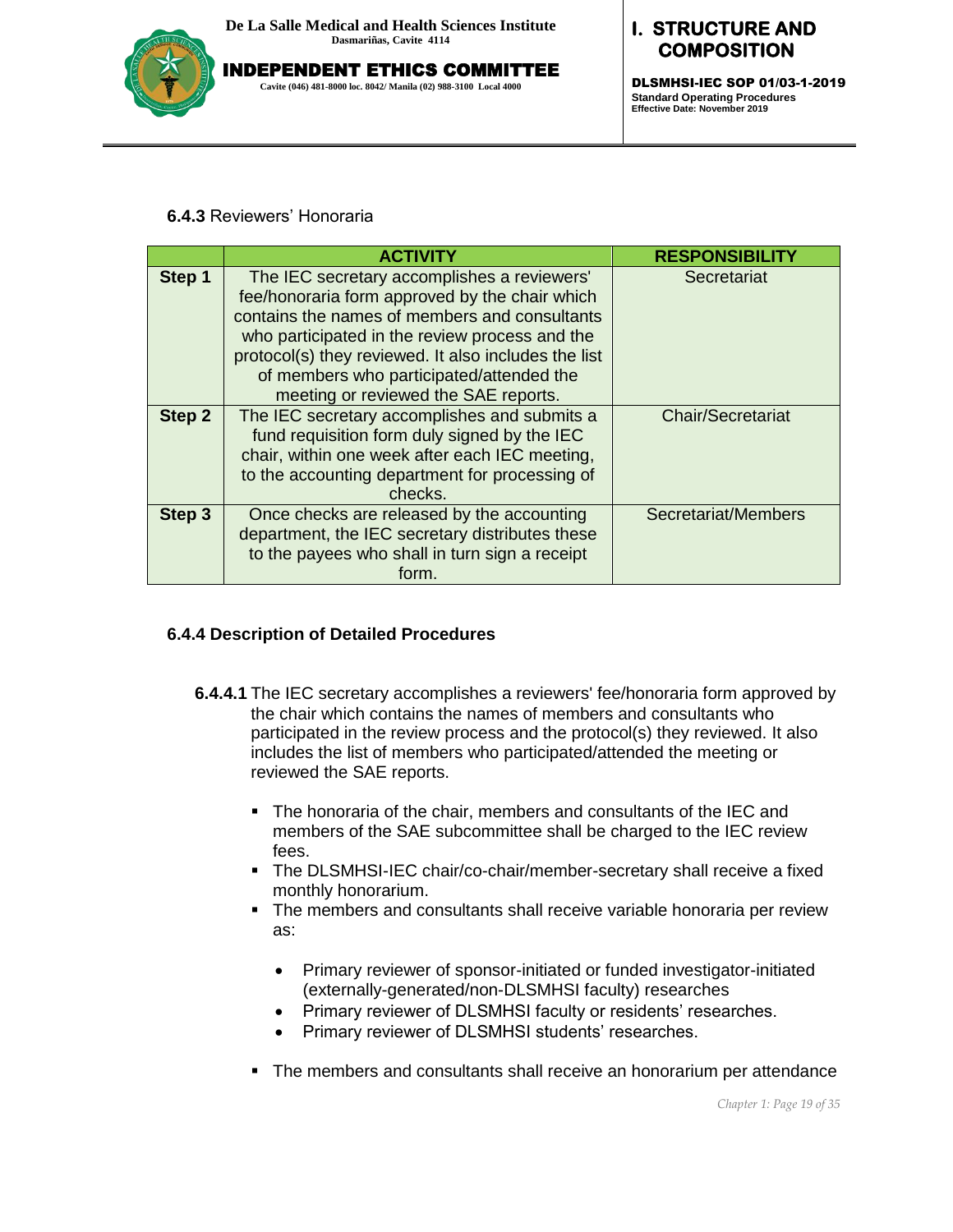**6.4.3** Reviewers' Honoraria

| | ACTIVITY | RESPONSIBILITY |
|---|---|---|
| **Step 1** | The IEC secretary accomplishes a reviewers' fee/honoraria form approved by the chair which contains the names of members and consultants who participated in the review process and the protocol(s) they reviewed. It also includes the list of members who participated/attended the meeting or reviewed the SAE reports. | Secretariat |
| **Step 2** | The IEC secretary accomplishes and submits a fund requisition form duly signed by the IEC chair, within one week after each IEC meeting, to the accounting department for processing of checks. | Chair/Secretariat |
| **Step 3** | Once checks are released by the accounting department, the IEC secretary distributes these to the payees who shall in turn sign a receipt form. | Secretariat/Members |

**6.4.4 Description of Detailed Procedures**

**6.4.4.1** The IEC secretary accomplishes a reviewers' fee/honoraria form approved by the chair which contains the names of members and consultants who participated in the review process and the protocol(s) they reviewed. It also includes the list of members who participated/attended the meeting or reviewed the SAE reports.

- The honoraria of the chair, members and consultants of the IEC and members of the SAE subcommittee shall be charged to the IEC review fees.
- The DLSMHSI-IEC chair/co-chair/member-secretary shall receive a fixed monthly honorarium.
- The members and consultants shall receive variable honoraria per review as:
  - Primary reviewer of sponsor-initiated or funded investigator-initiated (externally-generated/non-DLSMHSI faculty) researches
  - Primary reviewer of DLSMHSI faculty or residents' researches.
  - Primary reviewer of DLSMHSI students' researches.
- The members and consultants shall receive an honorarium per attendance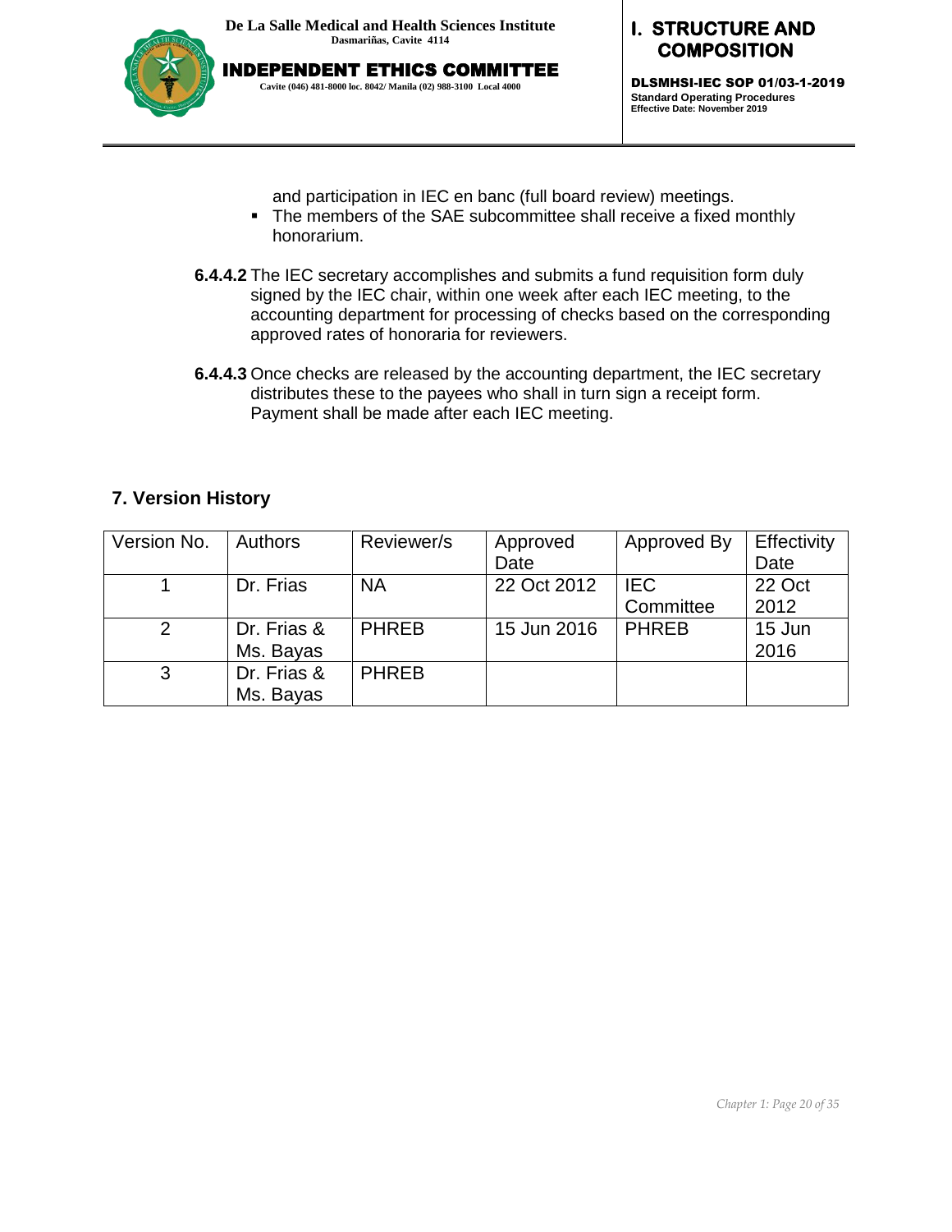and participation in IEC en banc (full board review) meetings.

- The members of the SAE subcommittee shall receive a fixed monthly honorarium.

**6.4.4.2** The IEC secretary accomplishes and submits a fund requisition form duly signed by the IEC chair, within one week after each IEC meeting, to the accounting department for processing of checks based on the corresponding approved rates of honoraria for reviewers.

**6.4.4.3** Once checks are released by the accounting department, the IEC secretary distributes these to the payees who shall in turn sign a receipt form. Payment shall be made after each IEC meeting.

## 7. Version History

| Version No. | Authors | Reviewer/s | Approved Date | Approved By | Effectivity Date |
|---|---|---|---|---|---|
| 1 | Dr. Frias | NA | 22 Oct 2012 | IEC Committee | 22 Oct 2012 |
| 2 | Dr. Frias & Ms. Bayas | PHREB | 15 Jun 2016 | PHREB | 15 Jun 2016 |
| 3 | Dr. Frias & Ms. Bayas | PHREB | | | |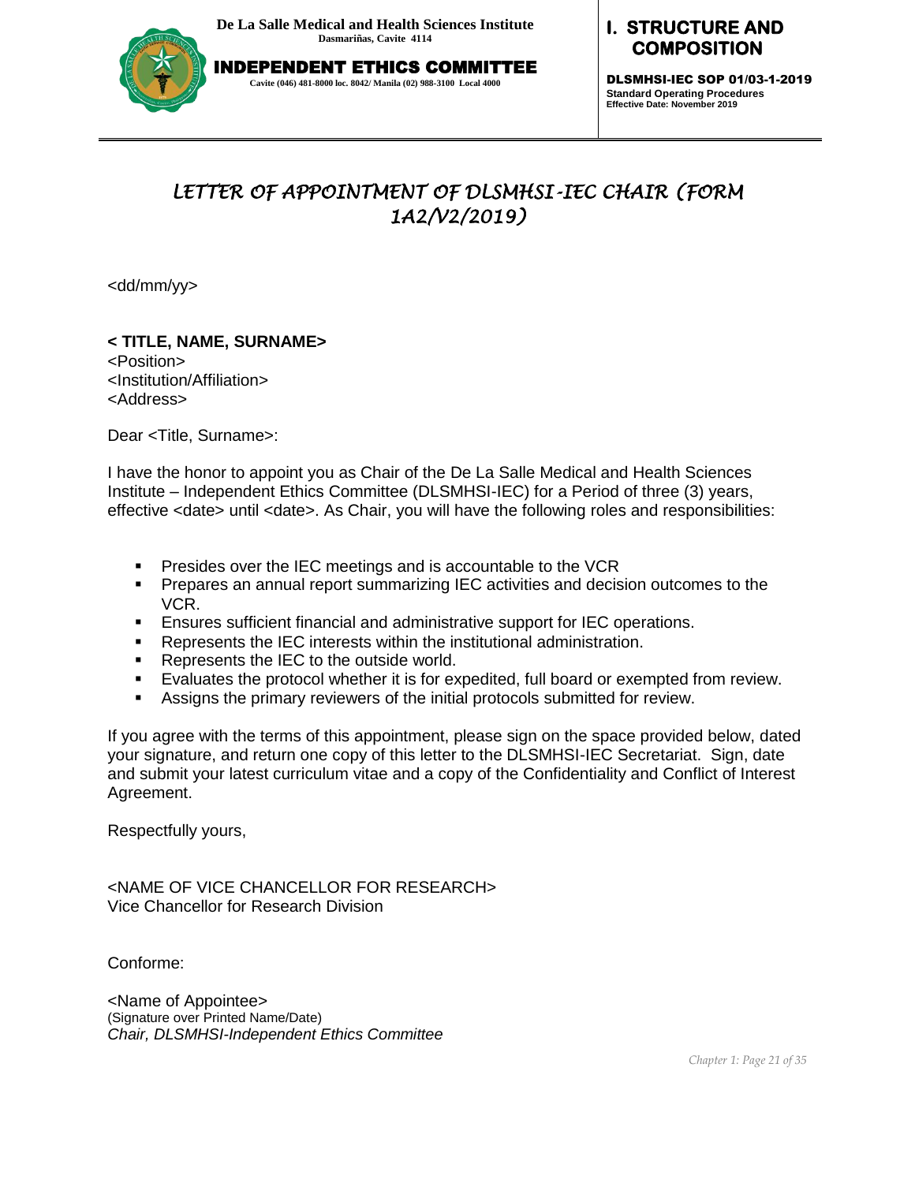# LETTER OF APPOINTMENT OF DLSMHSI-IEC CHAIR (FORM 1A2/V2/2019)

<dd/mm/yy>

**< TITLE, NAME, SURNAME>**
<Position>
<Institution/Affiliation>
<Address>

Dear <Title, Surname>:

I have the honor to appoint you as Chair of the De La Salle Medical and Health Sciences Institute – Independent Ethics Committee (DLSMHSI-IEC) for a Period of three (3) years, effective <date> until <date>. As Chair, you will have the following roles and responsibilities:

- Presides over the IEC meetings and is accountable to the VCR
- Prepares an annual report summarizing IEC activities and decision outcomes to the VCR.
- Ensures sufficient financial and administrative support for IEC operations.
- Represents the IEC interests within the institutional administration.
- Represents the IEC to the outside world.
- Evaluates the protocol whether it is for expedited, full board or exempted from review.
- Assigns the primary reviewers of the initial protocols submitted for review.

If you agree with the terms of this appointment, please sign on the space provided below, dated your signature, and return one copy of this letter to the DLSMHSI-IEC Secretariat. Sign, date and submit your latest curriculum vitae and a copy of the Confidentiality and Conflict of Interest Agreement.

Respectfully yours,

<NAME OF VICE CHANCELLOR FOR RESEARCH>
Vice Chancellor for Research Division

Conforme:

<Name of Appointee>
(Signature over Printed Name/Date)
*Chair, DLSMHSI-Independent Ethics Committee*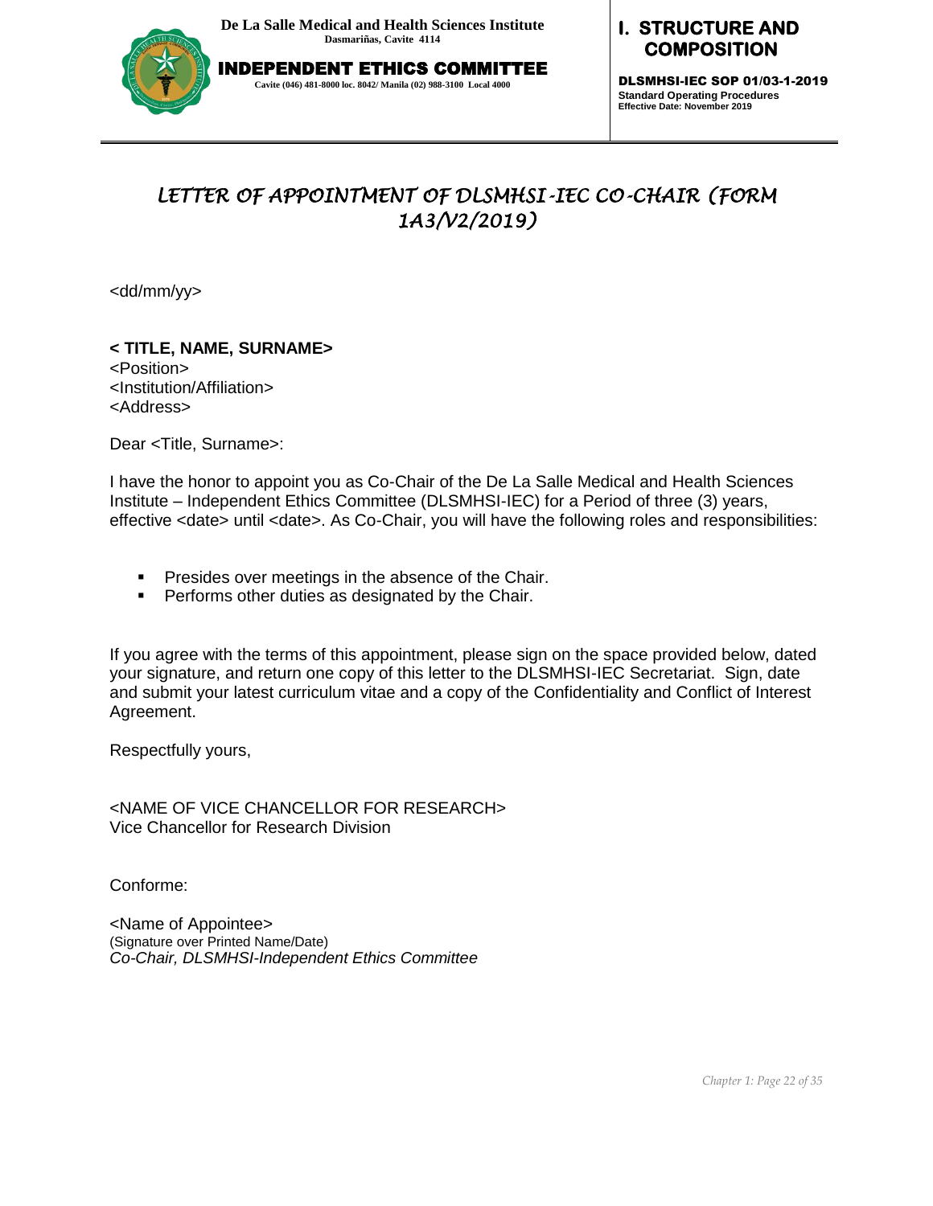# LETTER OF APPOINTMENT OF DLSMHSI-IEC CO-CHAIR (FORM 1A3/V2/2019)

<dd/mm/yy>

**< TITLE, NAME, SURNAME>**
<Position>
<Institution/Affiliation>
<Address>

Dear <Title, Surname>:

I have the honor to appoint you as Co-Chair of the De La Salle Medical and Health Sciences Institute – Independent Ethics Committee (DLSMHSI-IEC) for a Period of three (3) years, effective <date> until <date>. As Co-Chair, you will have the following roles and responsibilities:

- Presides over meetings in the absence of the Chair.
- Performs other duties as designated by the Chair.

If you agree with the terms of this appointment, please sign on the space provided below, dated your signature, and return one copy of this letter to the DLSMHSI-IEC Secretariat. Sign, date and submit your latest curriculum vitae and a copy of the Confidentiality and Conflict of Interest Agreement.

Respectfully yours,

<NAME OF VICE CHANCELLOR FOR RESEARCH>
Vice Chancellor for Research Division

Conforme:

<Name of Appointee>
(Signature over Printed Name/Date)
*Co-Chair, DLSMHSI-Independent Ethics Committee*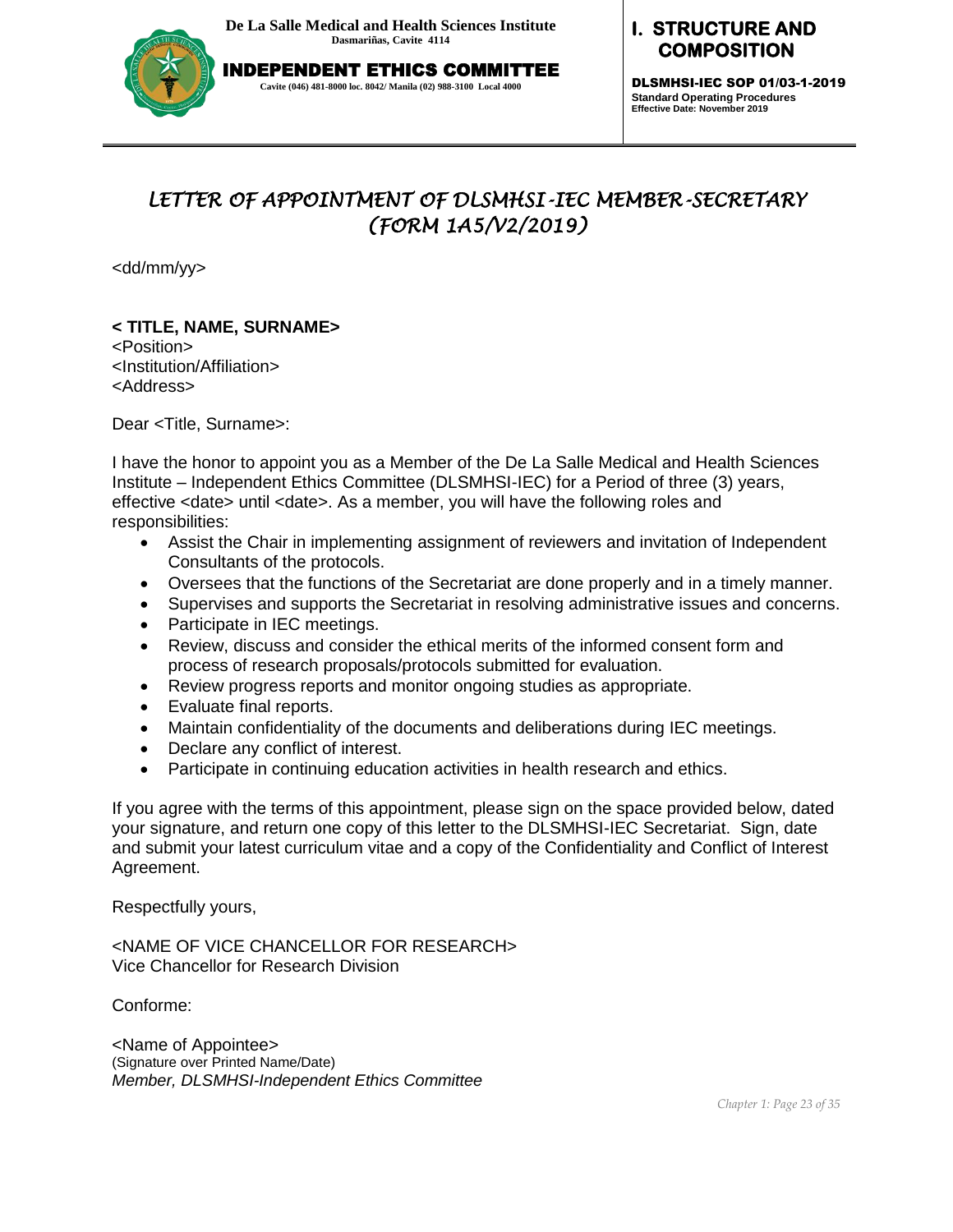# *LETTER OF APPOINTMENT OF DLSMHSI-IEC MEMBER-SECRETARY (FORM 1A5/V2/2019)*

<dd/mm/yy>

**< TITLE, NAME, SURNAME>**
<Position>
<Institution/Affiliation>
<Address>

Dear <Title, Surname>:

I have the honor to appoint you as a Member of the De La Salle Medical and Health Sciences Institute – Independent Ethics Committee (DLSMHSI-IEC) for a Period of three (3) years, effective <date> until <date>. As a member, you will have the following roles and responsibilities:

- Assist the Chair in implementing assignment of reviewers and invitation of Independent Consultants of the protocols.
- Oversees that the functions of the Secretariat are done properly and in a timely manner.
- Supervises and supports the Secretariat in resolving administrative issues and concerns.
- Participate in IEC meetings.
- Review, discuss and consider the ethical merits of the informed consent form and process of research proposals/protocols submitted for evaluation.
- Review progress reports and monitor ongoing studies as appropriate.
- Evaluate final reports.
- Maintain confidentiality of the documents and deliberations during IEC meetings.
- Declare any conflict of interest.
- Participate in continuing education activities in health research and ethics.

If you agree with the terms of this appointment, please sign on the space provided below, dated your signature, and return one copy of this letter to the DLSMHSI-IEC Secretariat. Sign, date and submit your latest curriculum vitae and a copy of the Confidentiality and Conflict of Interest Agreement.

Respectfully yours,

<NAME OF VICE CHANCELLOR FOR RESEARCH>
Vice Chancellor for Research Division

Conforme:

<Name of Appointee>
(Signature over Printed Name/Date)
*Member, DLSMHSI-Independent Ethics Committee*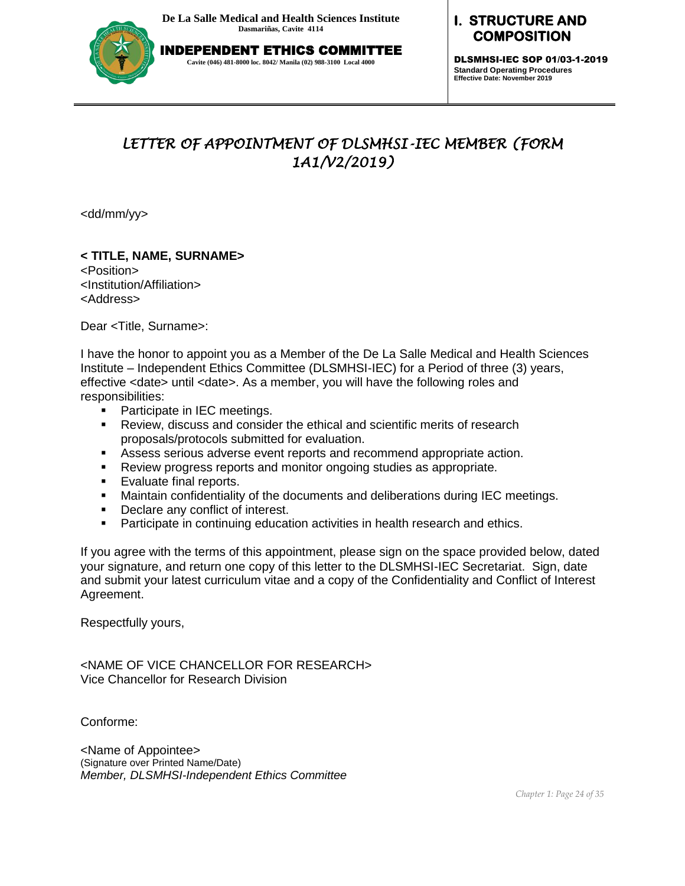# LETTER OF APPOINTMENT OF DLSMHSI-IEC MEMBER (FORM 1A1/V2/2019)

<dd/mm/yy>

**< TITLE, NAME, SURNAME>**
<Position>
<Institution/Affiliation>
<Address>

Dear <Title, Surname>:

I have the honor to appoint you as a Member of the De La Salle Medical and Health Sciences Institute – Independent Ethics Committee (DLSMHSI-IEC) for a Period of three (3) years, effective <date> until <date>. As a member, you will have the following roles and responsibilities:

- Participate in IEC meetings.
- Review, discuss and consider the ethical and scientific merits of research proposals/protocols submitted for evaluation.
- Assess serious adverse event reports and recommend appropriate action.
- Review progress reports and monitor ongoing studies as appropriate.
- Evaluate final reports.
- Maintain confidentiality of the documents and deliberations during IEC meetings.
- Declare any conflict of interest.
- Participate in continuing education activities in health research and ethics.

If you agree with the terms of this appointment, please sign on the space provided below, dated your signature, and return one copy of this letter to the DLSMHSI-IEC Secretariat. Sign, date and submit your latest curriculum vitae and a copy of the Confidentiality and Conflict of Interest Agreement.

Respectfully yours,

<NAME OF VICE CHANCELLOR FOR RESEARCH>
Vice Chancellor for Research Division

Conforme:

<Name of Appointee>
(Signature over Printed Name/Date)
*Member, DLSMHSI-Independent Ethics Committee*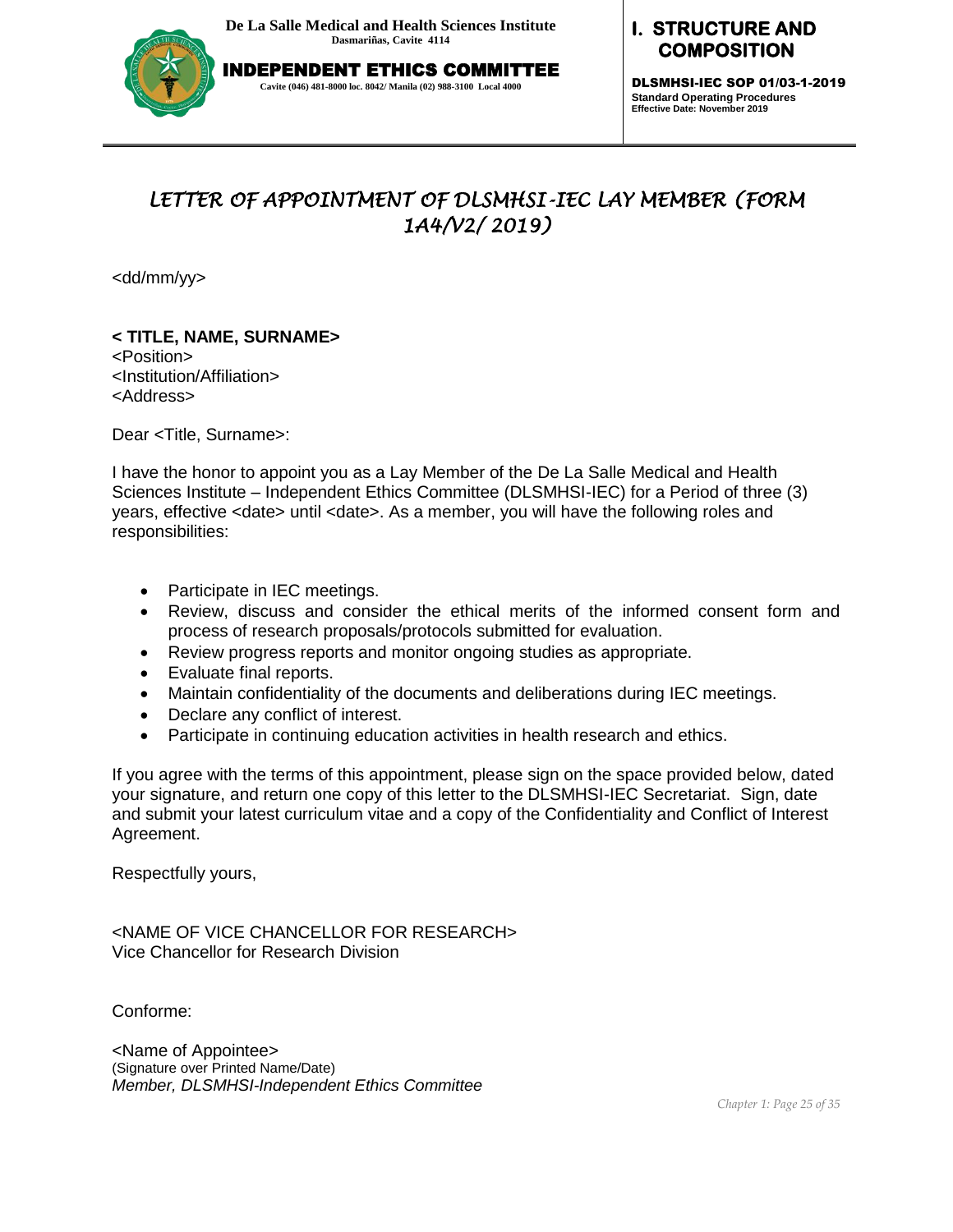## LETTER OF APPOINTMENT OF DLSMHSI-IEC LAY MEMBER (FORM 1A4/V2/ 2019)

<dd/mm/yy>

**< TITLE, NAME, SURNAME>**
<Position>
<Institution/Affiliation>
<Address>

Dear <Title, Surname>:

I have the honor to appoint you as a Lay Member of the De La Salle Medical and Health Sciences Institute – Independent Ethics Committee (DLSMHSI-IEC) for a Period of three (3) years, effective <date> until <date>. As a member, you will have the following roles and responsibilities:

- Participate in IEC meetings.
- Review, discuss and consider the ethical merits of the informed consent form and process of research proposals/protocols submitted for evaluation.
- Review progress reports and monitor ongoing studies as appropriate.
- Evaluate final reports.
- Maintain confidentiality of the documents and deliberations during IEC meetings.
- Declare any conflict of interest.
- Participate in continuing education activities in health research and ethics.

If you agree with the terms of this appointment, please sign on the space provided below, dated your signature, and return one copy of this letter to the DLSMHSI-IEC Secretariat. Sign, date and submit your latest curriculum vitae and a copy of the Confidentiality and Conflict of Interest Agreement.

Respectfully yours,

<NAME OF VICE CHANCELLOR FOR RESEARCH>
Vice Chancellor for Research Division

Conforme:

<Name of Appointee>
(Signature over Printed Name/Date)
*Member, DLSMHSI-Independent Ethics Committee*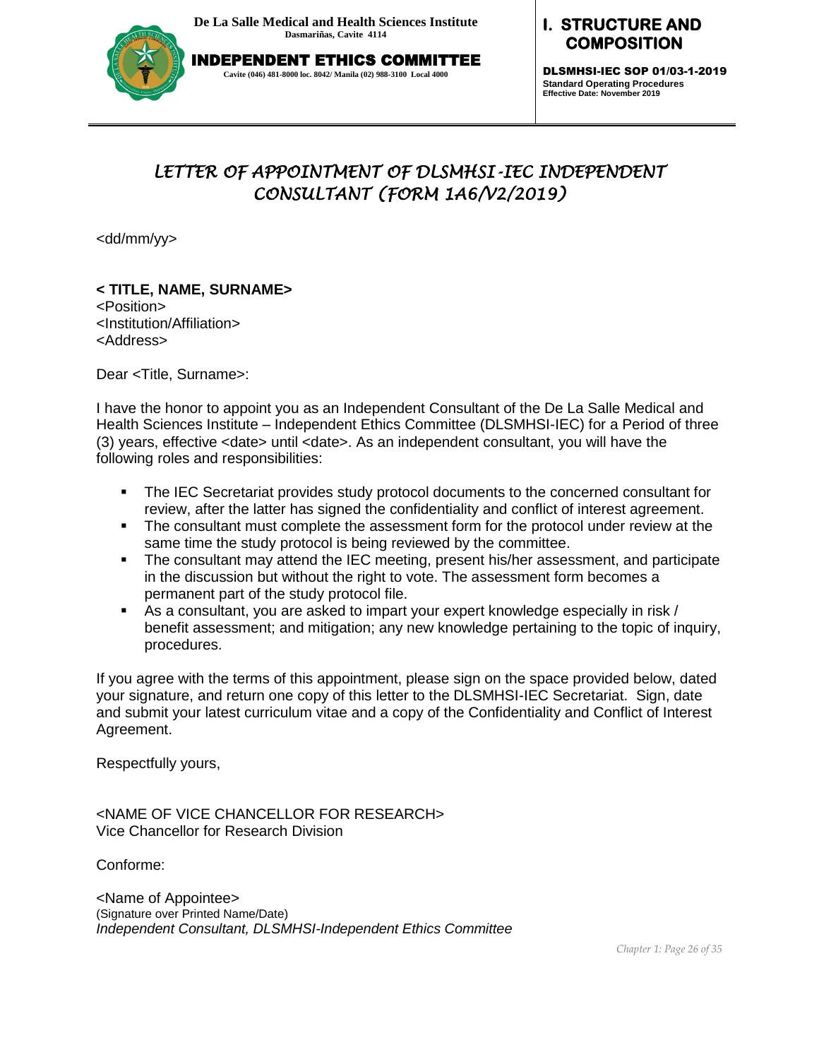# LETTER OF APPOINTMENT OF DLSMHSI-IEC INDEPENDENT CONSULTANT (FORM 1A6/V2/2019)

<dd/mm/yy>

**< TITLE, NAME, SURNAME>**
<Position>
<Institution/Affiliation>
<Address>

Dear <Title, Surname>:

I have the honor to appoint you as an Independent Consultant of the De La Salle Medical and Health Sciences Institute – Independent Ethics Committee (DLSMHSI-IEC) for a Period of three (3) years, effective <date> until <date>. As an independent consultant, you will have the following roles and responsibilities:

- The IEC Secretariat provides study protocol documents to the concerned consultant for review, after the latter has signed the confidentiality and conflict of interest agreement.
- The consultant must complete the assessment form for the protocol under review at the same time the study protocol is being reviewed by the committee.
- The consultant may attend the IEC meeting, present his/her assessment, and participate in the discussion but without the right to vote. The assessment form becomes a permanent part of the study protocol file.
- As a consultant, you are asked to impart your expert knowledge especially in risk / benefit assessment; and mitigation; any new knowledge pertaining to the topic of inquiry, procedures.

If you agree with the terms of this appointment, please sign on the space provided below, dated your signature, and return one copy of this letter to the DLSMHSI-IEC Secretariat. Sign, date and submit your latest curriculum vitae and a copy of the Confidentiality and Conflict of Interest Agreement.

Respectfully yours,

<NAME OF VICE CHANCELLOR FOR RESEARCH>
Vice Chancellor for Research Division

Conforme:

<Name of Appointee>
(Signature over Printed Name/Date)
*Independent Consultant, DLSMHSI-Independent Ethics Committee*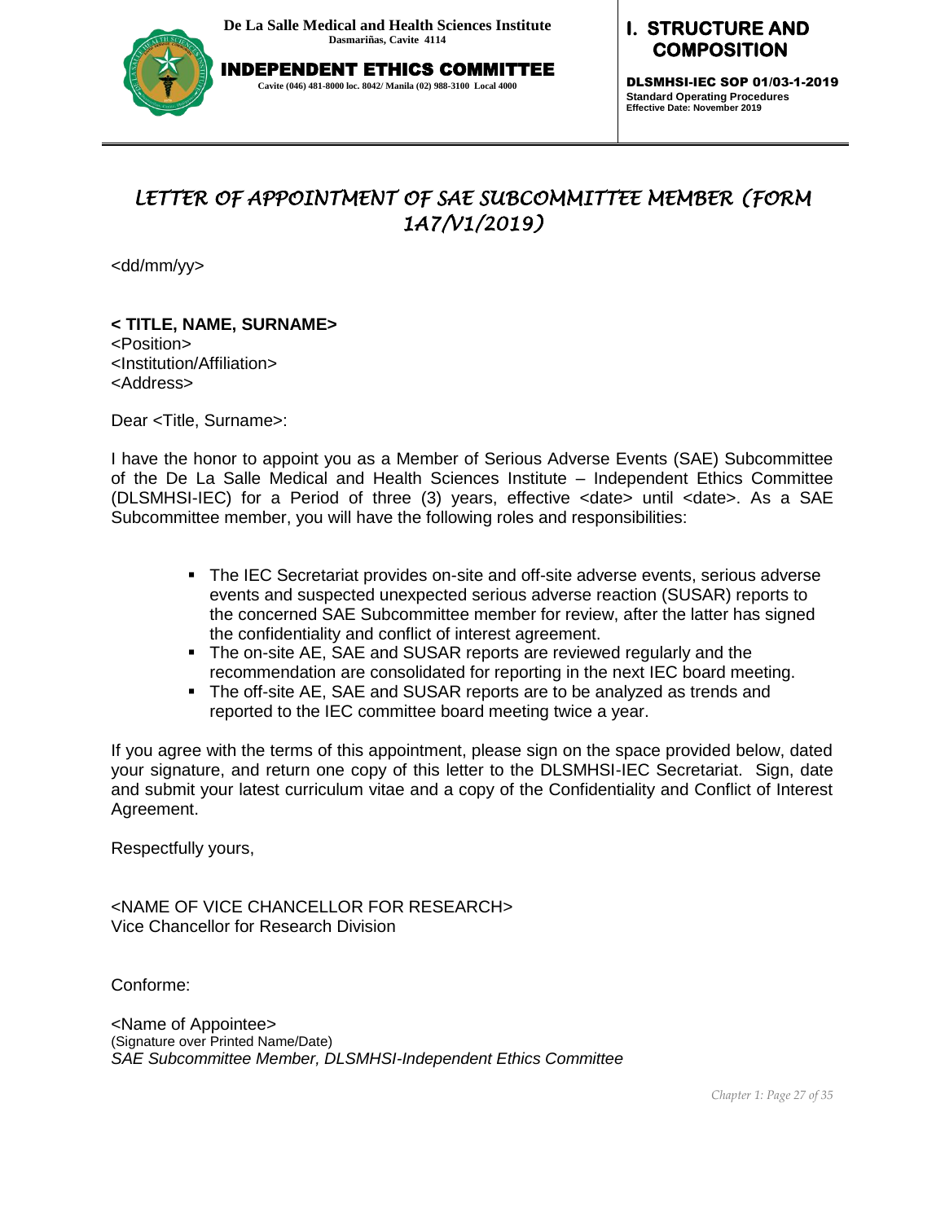# LETTER OF APPOINTMENT OF SAE SUBCOMMITTEE MEMBER (FORM 1A7/V1/2019)

<dd/mm/yy>

**< TITLE, NAME, SURNAME>**
<Position>
<Institution/Affiliation>
<Address>

Dear <Title, Surname>:

I have the honor to appoint you as a Member of Serious Adverse Events (SAE) Subcommittee of the De La Salle Medical and Health Sciences Institute – Independent Ethics Committee (DLSMHSI-IEC) for a Period of three (3) years, effective <date> until <date>. As a SAE Subcommittee member, you will have the following roles and responsibilities:

- The IEC Secretariat provides on-site and off-site adverse events, serious adverse events and suspected unexpected serious adverse reaction (SUSAR) reports to the concerned SAE Subcommittee member for review, after the latter has signed the confidentiality and conflict of interest agreement.
- The on-site AE, SAE and SUSAR reports are reviewed regularly and the recommendation are consolidated for reporting in the next IEC board meeting.
- The off-site AE, SAE and SUSAR reports are to be analyzed as trends and reported to the IEC committee board meeting twice a year.

If you agree with the terms of this appointment, please sign on the space provided below, dated your signature, and return one copy of this letter to the DLSMHSI-IEC Secretariat. Sign, date and submit your latest curriculum vitae and a copy of the Confidentiality and Conflict of Interest Agreement.

Respectfully yours,

<NAME OF VICE CHANCELLOR FOR RESEARCH>
Vice Chancellor for Research Division

Conforme:

<Name of Appointee>
(Signature over Printed Name/Date)
*SAE Subcommittee Member, DLSMHSI-Independent Ethics Committee*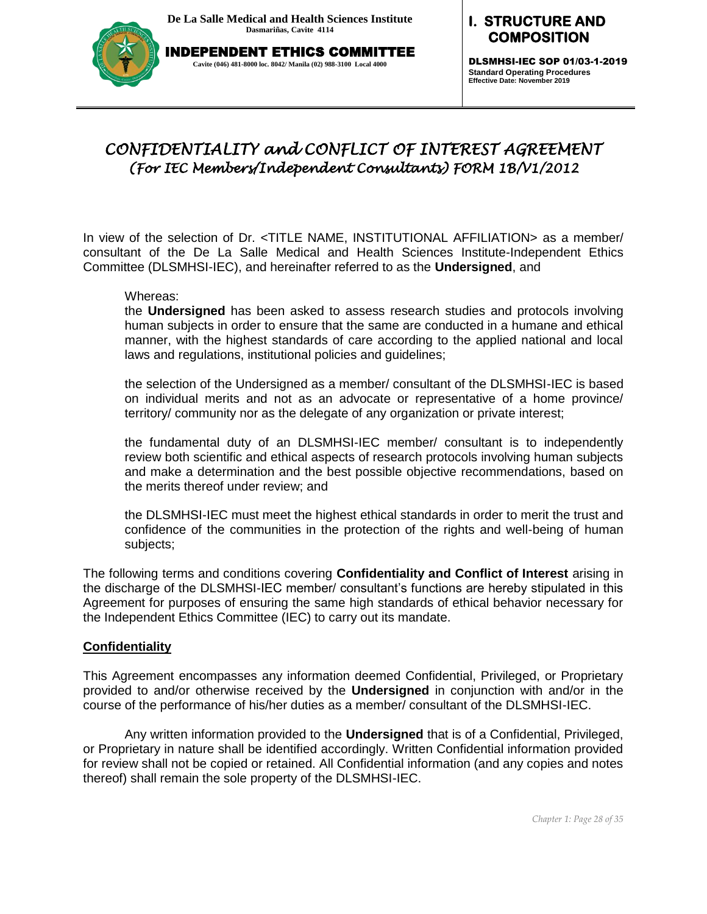# CONFIDENTIALITY and CONFLICT OF INTEREST AGREEMENT
## *(For IEC Members/Independent Consultants) FORM 1B/V1/2012*

In view of the selection of Dr. <TITLE NAME, INSTITUTIONAL AFFILIATION> as a member/ consultant of the De La Salle Medical and Health Sciences Institute-Independent Ethics Committee (DLSMHSI-IEC), and hereinafter referred to as the **Undersigned**, and

Whereas:
the **Undersigned** has been asked to assess research studies and protocols involving human subjects in order to ensure that the same are conducted in a humane and ethical manner, with the highest standards of care according to the applied national and local laws and regulations, institutional policies and guidelines;

the selection of the Undersigned as a member/ consultant of the DLSMHSI-IEC is based on individual merits and not as an advocate or representative of a home province/ territory/ community nor as the delegate of any organization or private interest;

the fundamental duty of an DLSMHSI-IEC member/ consultant is to independently review both scientific and ethical aspects of research protocols involving human subjects and make a determination and the best possible objective recommendations, based on the merits thereof under review; and

the DLSMHSI-IEC must meet the highest ethical standards in order to merit the trust and confidence of the communities in the protection of the rights and well-being of human subjects;

The following terms and conditions covering **Confidentiality and Conflict of Interest** arising in the discharge of the DLSMHSI-IEC member/ consultant's functions are hereby stipulated in this Agreement for purposes of ensuring the same high standards of ethical behavior necessary for the Independent Ethics Committee (IEC) to carry out its mandate.

**<u>Confidentiality</u>**

This Agreement encompasses any information deemed Confidential, Privileged, or Proprietary provided to and/or otherwise received by the **Undersigned** in conjunction with and/or in the course of the performance of his/her duties as a member/ consultant of the DLSMHSI-IEC.

Any written information provided to the **Undersigned** that is of a Confidential, Privileged, or Proprietary in nature shall be identified accordingly. Written Confidential information provided for review shall not be copied or retained. All Confidential information (and any copies and notes thereof) shall remain the sole property of the DLSMHSI-IEC.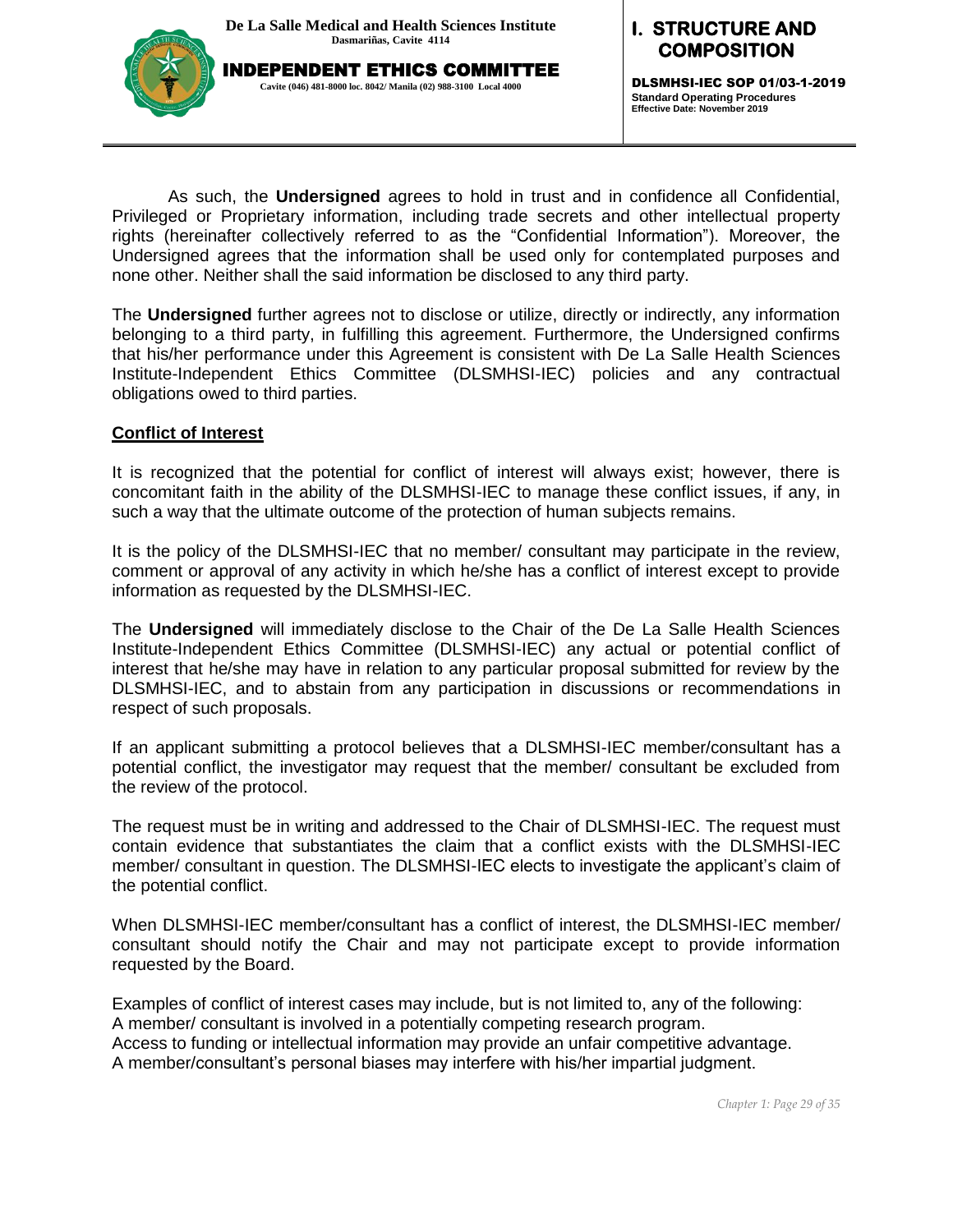As such, the **Undersigned** agrees to hold in trust and in confidence all Confidential, Privileged or Proprietary information, including trade secrets and other intellectual property rights (hereinafter collectively referred to as the "Confidential Information"). Moreover, the Undersigned agrees that the information shall be used only for contemplated purposes and none other. Neither shall the said information be disclosed to any third party.

The **Undersigned** further agrees not to disclose or utilize, directly or indirectly, any information belonging to a third party, in fulfilling this agreement. Furthermore, the Undersigned confirms that his/her performance under this Agreement is consistent with De La Salle Health Sciences Institute-Independent Ethics Committee (DLSMHSI-IEC) policies and any contractual obligations owed to third parties.

**Conflict of Interest**

It is recognized that the potential for conflict of interest will always exist; however, there is concomitant faith in the ability of the DLSMHSI-IEC to manage these conflict issues, if any, in such a way that the ultimate outcome of the protection of human subjects remains.

It is the policy of the DLSMHSI-IEC that no member/ consultant may participate in the review, comment or approval of any activity in which he/she has a conflict of interest except to provide information as requested by the DLSMHSI-IEC.

The **Undersigned** will immediately disclose to the Chair of the De La Salle Health Sciences Institute-Independent Ethics Committee (DLSMHSI-IEC) any actual or potential conflict of interest that he/she may have in relation to any particular proposal submitted for review by the DLSMHSI-IEC, and to abstain from any participation in discussions or recommendations in respect of such proposals.

If an applicant submitting a protocol believes that a DLSMHSI-IEC member/consultant has a potential conflict, the investigator may request that the member/ consultant be excluded from the review of the protocol.

The request must be in writing and addressed to the Chair of DLSMHSI-IEC. The request must contain evidence that substantiates the claim that a conflict exists with the DLSMHSI-IEC member/ consultant in question. The DLSMHSI-IEC elects to investigate the applicant's claim of the potential conflict.

When DLSMHSI-IEC member/consultant has a conflict of interest, the DLSMHSI-IEC member/ consultant should notify the Chair and may not participate except to provide information requested by the Board.

Examples of conflict of interest cases may include, but is not limited to, any of the following:
A member/ consultant is involved in a potentially competing research program.
Access to funding or intellectual information may provide an unfair competitive advantage.
A member/consultant's personal biases may interfere with his/her impartial judgment.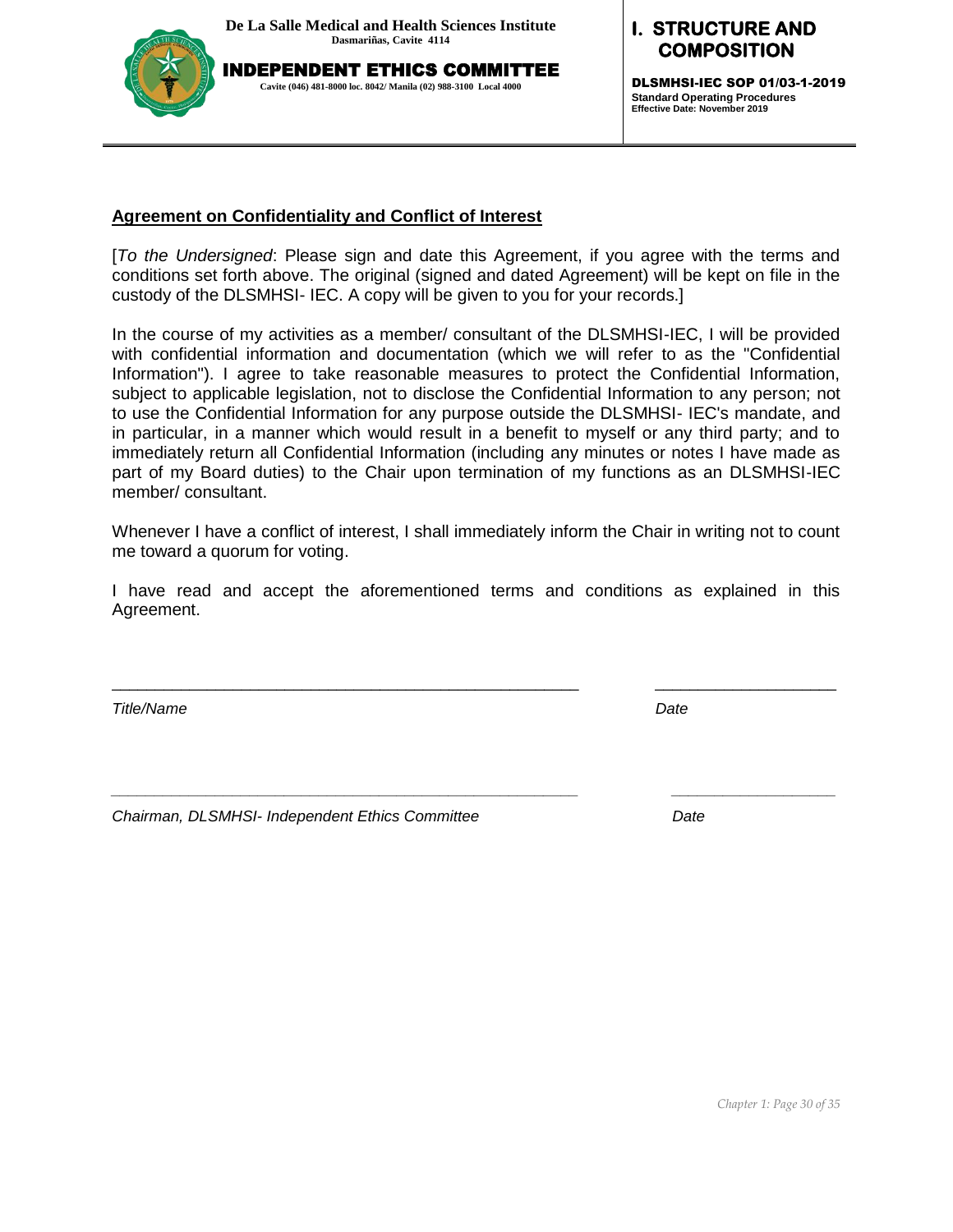## Agreement on Confidentiality and Conflict of Interest

[*To the Undersigned*: Please sign and date this Agreement, if you agree with the terms and conditions set forth above. The original (signed and dated Agreement) will be kept on file in the custody of the DLSMHSI- IEC. A copy will be given to you for your records.]

In the course of my activities as a member/ consultant of the DLSMHSI-IEC, I will be provided with confidential information and documentation (which we will refer to as the "Confidential Information"). I agree to take reasonable measures to protect the Confidential Information, subject to applicable legislation, not to disclose the Confidential Information to any person; not to use the Confidential Information for any purpose outside the DLSMHSI- IEC's mandate, and in particular, in a manner which would result in a benefit to myself or any third party; and to immediately return all Confidential Information (including any minutes or notes I have made as part of my Board duties) to the Chair upon termination of my functions as an DLSMHSI-IEC member/ consultant.

Whenever I have a conflict of interest, I shall immediately inform the Chair in writing not to count me toward a quorum for voting.

I have read and accept the aforementioned terms and conditions as explained in this Agreement.

_____________________________________________ &nbsp;&nbsp;&nbsp;&nbsp; ____________________

*Title/Name* &nbsp;&nbsp;&nbsp;&nbsp; *Date*

_____________________________________________ &nbsp;&nbsp;&nbsp;&nbsp; ____________________

*Chairman, DLSMHSI- Independent Ethics Committee* &nbsp;&nbsp;&nbsp;&nbsp; *Date*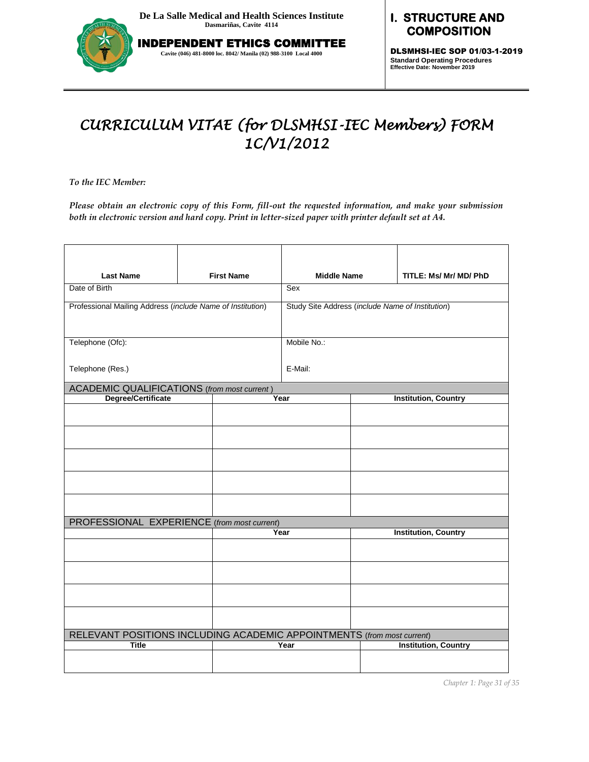# CURRICULUM VITAE (for DLSMHSI-IEC Members) FORM 1C/V1/2012

*To the IEC Member:*

*Please obtain an electronic copy of this Form, fill-out the requested information, and make your submission both in electronic version and hard copy. Print in letter-sized paper with printer default set at A4.*

| Last Name | First Name | Middle Name | TITLE: Ms/ Mr/ MD/ PhD |
|---|---|---|---|
| Date of Birth | | Sex | |
| Professional Mailing Address (*include Name of Institution*) | | Study Site Address (*include Name of Institution*) | |
| Telephone (Ofc): | | Mobile No.: | |
| Telephone (Res.) | | E-Mail: | |

**ACADEMIC QUALIFICATIONS** (*from most current*)

| Degree/Certificate | Year | Institution, Country |
|---|---|---|
| | | |
| | | |
| | | |
| | | |
| | | |

**PROFESSIONAL EXPERIENCE** (*from most current*)

| | Year | Institution, Country |
|---|---|---|
| | | |
| | | |
| | | |
| | | |

**RELEVANT POSITIONS INCLUDING ACADEMIC APPOINTMENTS** (*from most current*)

| Title | Year | Institution, Country |
|---|---|---|
| | | |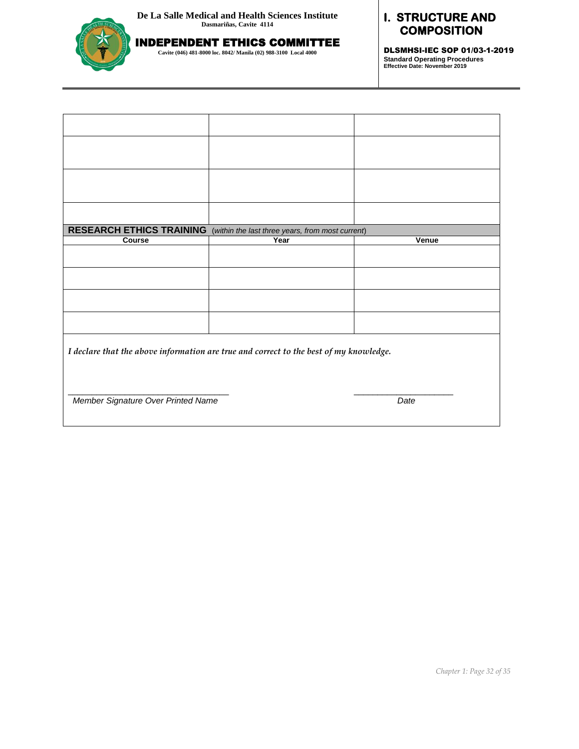| | | |
|---|---|---|
| | | |
| | | |
| | | |
| | | |

| **RESEARCH ETHICS TRAINING** (*within the last three years, from most current*) | | |
|---|---|---|
| **Course** | **Year** | **Venue** |
| | | |
| | | |
| | | |
| | | |

*I declare that the above information are true and correct to the best of my knowledge.*

_________________________________ 　　　　　　　　 ____________________

*Member Signature Over Printed Name* 　　　　　　　　 *Date*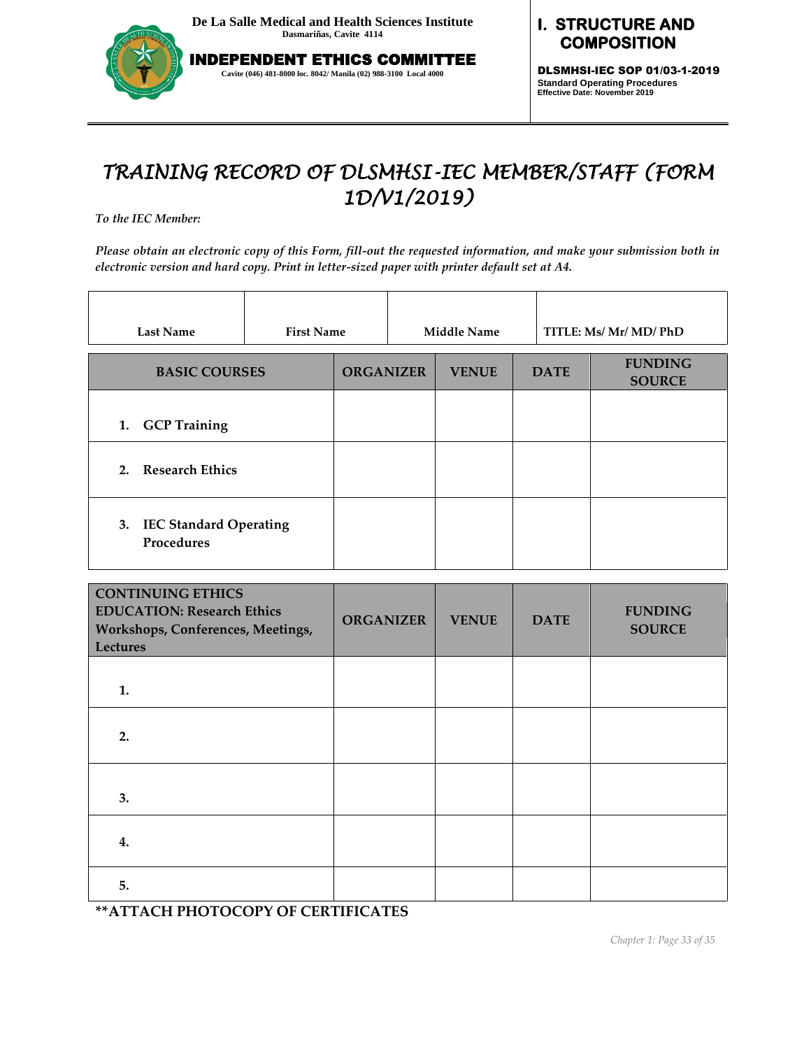# TRAINING RECORD OF DLSMHSI-IEC MEMBER/STAFF (FORM 1D/V1/2019)

*To the IEC Member:*

*Please obtain an electronic copy of this Form, fill-out the requested information, and make your submission both in electronic version and hard copy. Print in letter-sized paper with printer default set at A4.*

| Last Name | First Name | Middle Name | TITLE: Ms/ Mr/ MD/ PhD |
|---|---|---|---|

| BASIC COURSES | ORGANIZER | VENUE | DATE | FUNDING SOURCE |
|---|---|---|---|---|
| 1. GCP Training | | | | |
| 2. Research Ethics | | | | |
| 3. IEC Standard Operating Procedures | | | | |

| CONTINUING ETHICS EDUCATION: Research Ethics Workshops, Conferences, Meetings, Lectures | ORGANIZER | VENUE | DATE | FUNDING SOURCE |
|---|---|---|---|---|
| 1. | | | | |
| 2. | | | | |
| 3. | | | | |
| 4. | | | | |
| 5. | | | | |

**\*\*ATTACH PHOTOCOPY OF CERTIFICATES**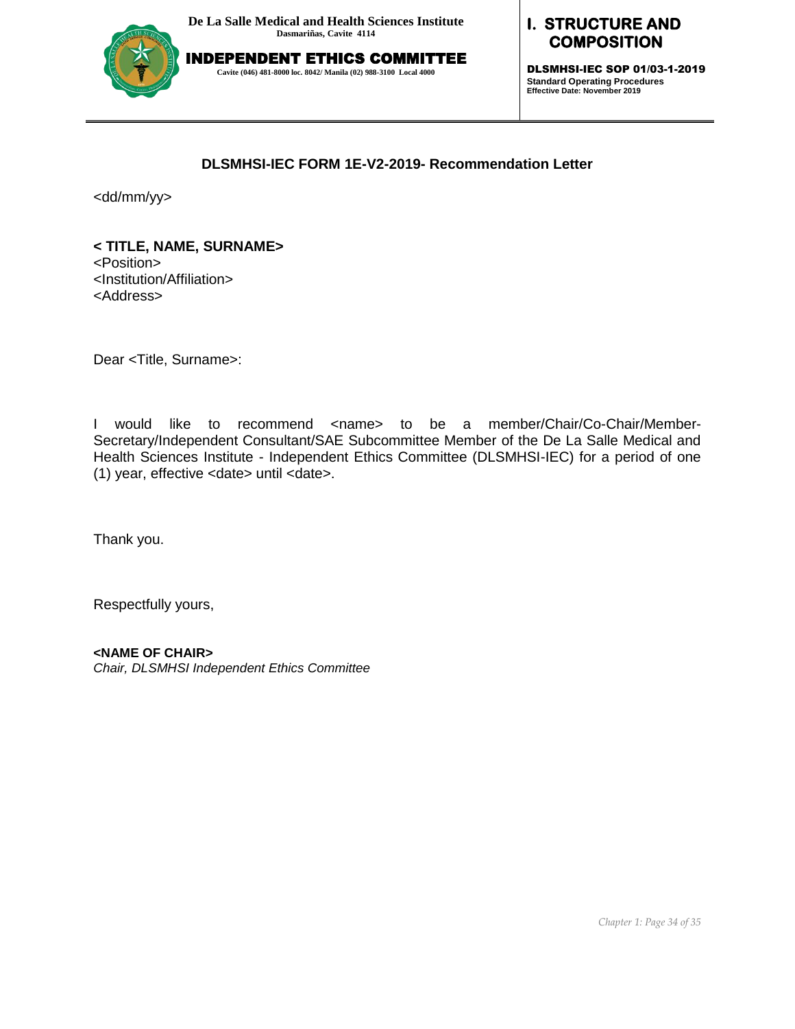## DLSMHSI-IEC FORM 1E-V2-2019- Recommendation Letter

<dd/mm/yy>

**< TITLE, NAME, SURNAME>**
<Position>
<Institution/Affiliation>
<Address>

Dear <Title, Surname>:

I would like to recommend <name> to be a member/Chair/Co-Chair/Member-Secretary/Independent Consultant/SAE Subcommittee Member of the De La Salle Medical and Health Sciences Institute - Independent Ethics Committee (DLSMHSI-IEC) for a period of one (1) year, effective <date> until <date>.

Thank you.

Respectfully yours,

**<NAME OF CHAIR>**
*Chair, DLSMHSI Independent Ethics Committee*